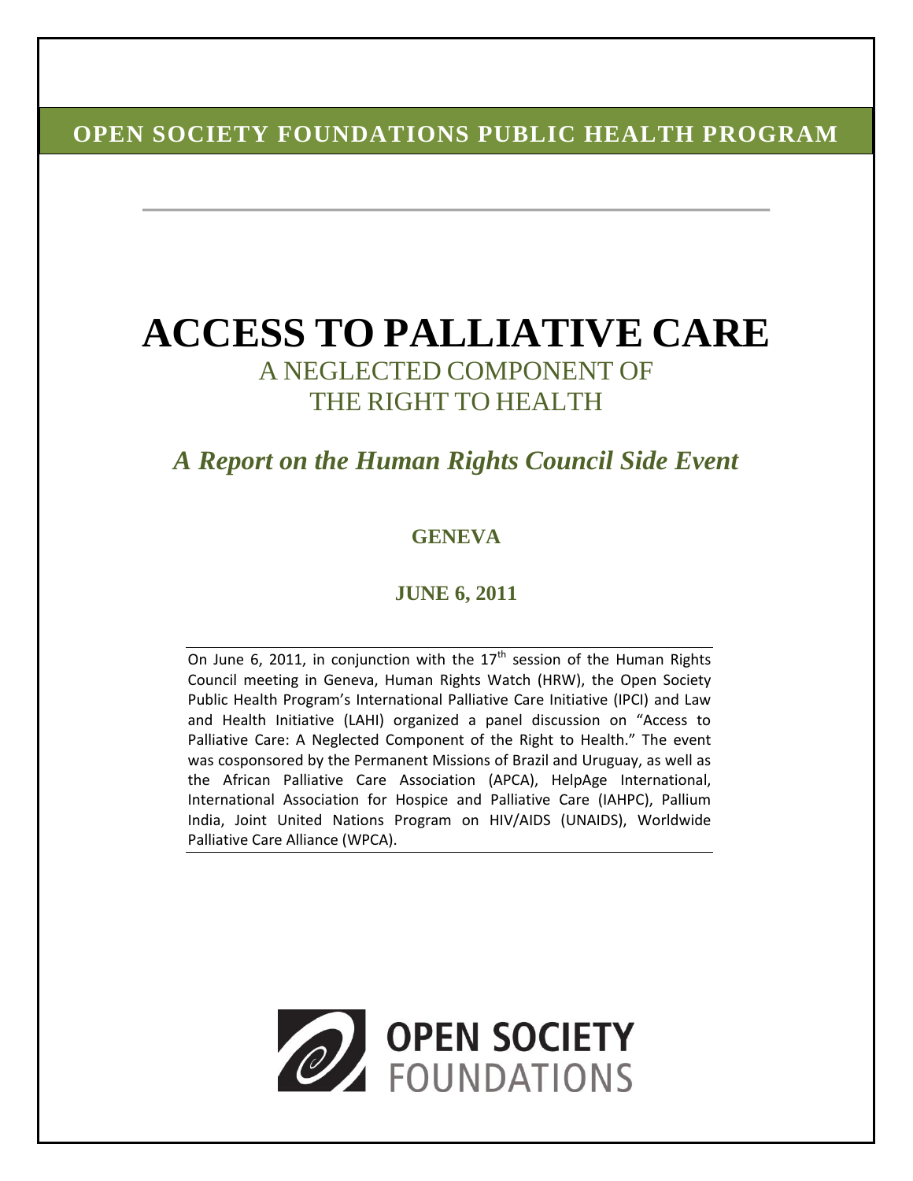**OPEN SOCIETY FOUNDATIONS PUBLIC HEALTH PROGRAM**

# ACCESS TO PALLIATIVE CARE

## A NEGLECTED COMPONENT OF THE RIGHT TO HEALTH

### *A Report on the Human Rights Council Side Event*

**GENEVA**

**JUNE 6, 2011**

On June 6, 2011, in conjunction with the 17th session of the Human Rights Council meeting in Geneva, Human Rights Watch (HRW), the Open Society Public Health Program's International Palliative Care Initiative (IPCI) and Law and Health Initiative (LAHI) organized a panel discussion on "Access to Palliative Care: A Neglected Component of the Right to Health." The event was cosponsored by the Permanent Missions of Brazil and Uruguay, as well as the African Palliative Care Association (APCA), HelpAge International, International Association for Hospice and Palliative Care (IAHPC), Pallium India, Joint United Nations Program on HIV/AIDS (UNAIDS), Worldwide Palliative Care Alliance (WPCA).

OPEN SOCIETY FOUNDATIONS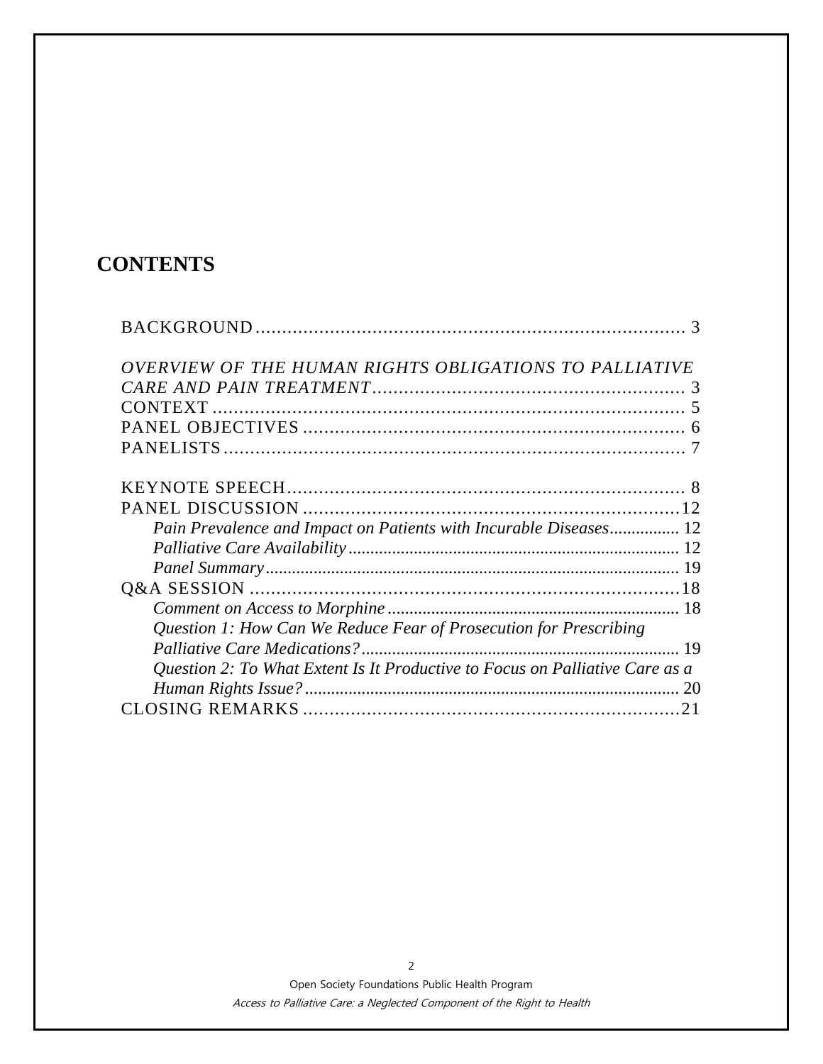# CONTENTS

BACKGROUND .................................................................................. 3

*OVERVIEW OF THE HUMAN RIGHTS OBLIGATIONS TO PALLIATIVE CARE AND PAIN TREATMENT* .......................................................... 3
CONTEXT ........................................................................................ 5
PANEL OBJECTIVES ....................................................................... 6
PANELISTS ...................................................................................... 7

KEYNOTE SPEECH .......................................................................... 8
PANEL DISCUSSION ......................................................................12
- *Pain Prevalence and Impact on Patients with Incurable Diseases* ................ 12
- *Palliative Care Availability* ........................................................................... 12
- *Panel Summary* .............................................................................................. 19

Q&A SESSION ................................................................................18
- *Comment on Access to Morphine* .................................................................. 18
- *Question 1: How Can We Reduce Fear of Prosecution for Prescribing Palliative Care Medications?* ........................................................................ 19
- *Question 2: To What Extent Is It Productive to Focus on Palliative Care as a Human Rights Issue?* ...................................................................................... 20

CLOSING REMARKS ......................................................................21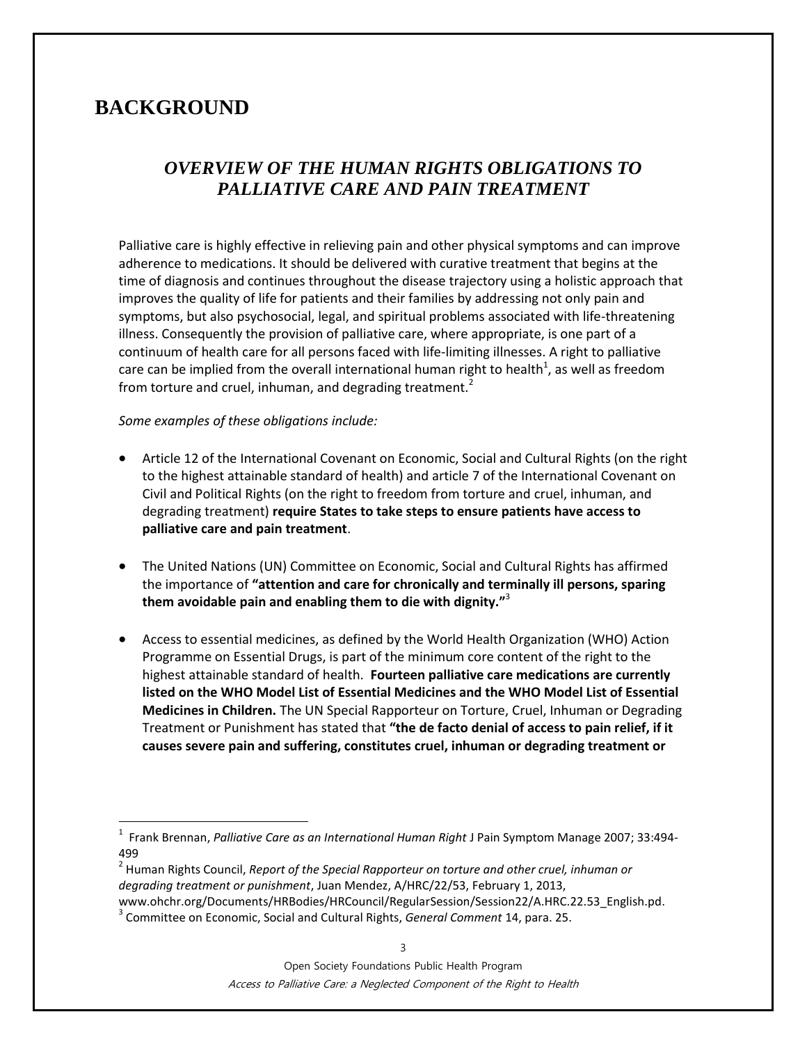# BACKGROUND

## *OVERVIEW OF THE HUMAN RIGHTS OBLIGATIONS TO PALLIATIVE CARE AND PAIN TREATMENT*

Palliative care is highly effective in relieving pain and other physical symptoms and can improve adherence to medications. It should be delivered with curative treatment that begins at the time of diagnosis and continues throughout the disease trajectory using a holistic approach that improves the quality of life for patients and their families by addressing not only pain and symptoms, but also psychosocial, legal, and spiritual problems associated with life-threatening illness. Consequently the provision of palliative care, where appropriate, is one part of a continuum of health care for all persons faced with life-limiting illnesses. A right to palliative care can be implied from the overall international human right to health[1], as well as freedom from torture and cruel, inhuman, and degrading treatment.[2]

*Some examples of these obligations include:*

- Article 12 of the International Covenant on Economic, Social and Cultural Rights (on the right to the highest attainable standard of health) and article 7 of the International Covenant on Civil and Political Rights (on the right to freedom from torture and cruel, inhuman, and degrading treatment) **require States to take steps to ensure patients have access to palliative care and pain treatment**.

- The United Nations (UN) Committee on Economic, Social and Cultural Rights has affirmed the importance of **"attention and care for chronically and terminally ill persons, sparing them avoidable pain and enabling them to die with dignity."**[3]

- Access to essential medicines, as defined by the World Health Organization (WHO) Action Programme on Essential Drugs, is part of the minimum core content of the right to the highest attainable standard of health. **Fourteen palliative care medications are currently listed on the WHO Model List of Essential Medicines and the WHO Model List of Essential Medicines in Children.** The UN Special Rapporteur on Torture, Cruel, Inhuman or Degrading Treatment or Punishment has stated that **"the de facto denial of access to pain relief, if it causes severe pain and suffering, constitutes cruel, inhuman or degrading treatment or**

---

[1] Frank Brennan, *Palliative Care as an International Human Right* J Pain Symptom Manage 2007; 33:494-499

[2] Human Rights Council, *Report of the Special Rapporteur on torture and other cruel, inhuman or degrading treatment or punishment*, Juan Mendez, A/HRC/22/53, February 1, 2013, www.ohchr.org/Documents/HRBodies/HRCouncil/RegularSession/Session22/A.HRC.22.53_English.pd.

[3] Committee on Economic, Social and Cultural Rights, *General Comment* 14, para. 25.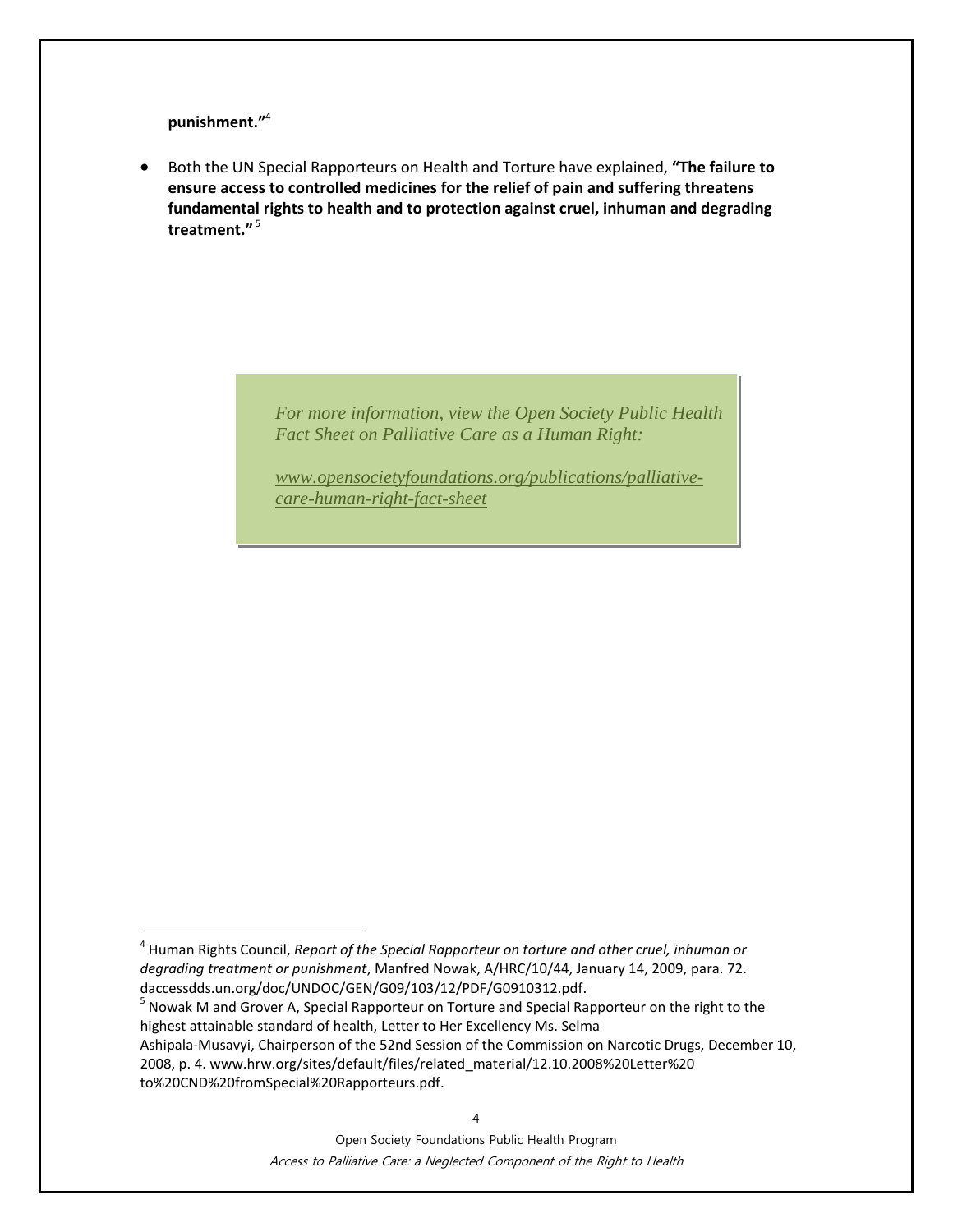**punishment."**[4]

- Both the UN Special Rapporteurs on Health and Torture have explained, **"The failure to ensure access to controlled medicines for the relief of pain and suffering threatens fundamental rights to health and to protection against cruel, inhuman and degrading treatment."**[5]

> *For more information, view the Open Society Public Health Fact Sheet on Palliative Care as a Human Right:*
>
> *www.opensocietyfoundations.org/publications/palliative-care-human-right-fact-sheet*

---

[4] Human Rights Council, *Report of the Special Rapporteur on torture and other cruel, inhuman or degrading treatment or punishment*, Manfred Nowak, A/HRC/10/44, January 14, 2009, para. 72. daccessdds.un.org/doc/UNDOC/GEN/G09/103/12/PDF/G0910312.pdf.

[5] Nowak M and Grover A, Special Rapporteur on Torture and Special Rapporteur on the right to the highest attainable standard of health, Letter to Her Excellency Ms. Selma Ashipala-Musavyi, Chairperson of the 52nd Session of the Commission on Narcotic Drugs, December 10, 2008, p. 4. www.hrw.org/sites/default/files/related_material/12.10.2008%20Letter%20 to%20CND%20fromSpecial%20Rapporteurs.pdf.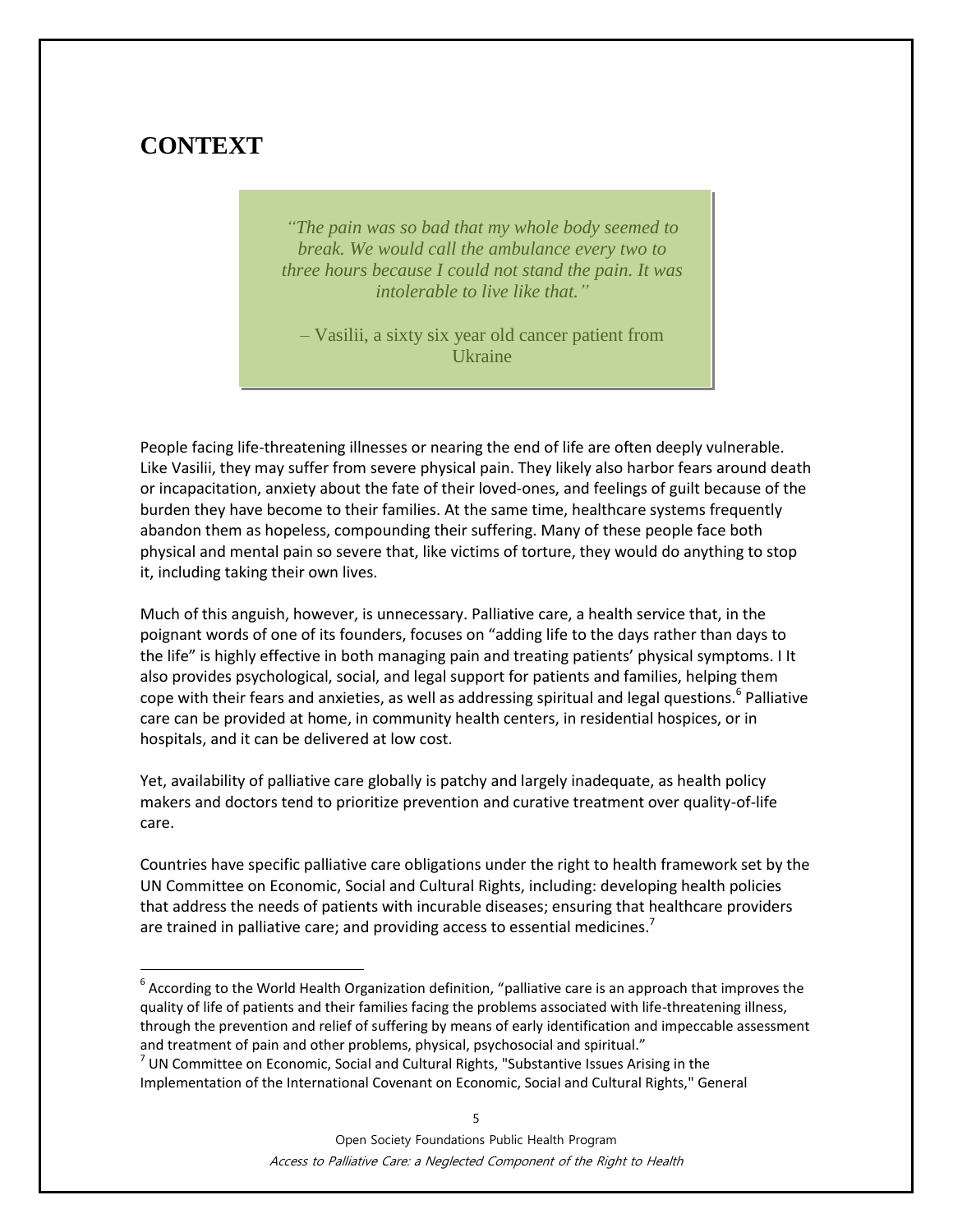# CONTEXT

> *"The pain was so bad that my whole body seemed to break. We would call the ambulance every two to three hours because I could not stand the pain. It was intolerable to live like that."*
>
> – Vasilii, a sixty six year old cancer patient from Ukraine

People facing life-threatening illnesses or nearing the end of life are often deeply vulnerable. Like Vasilii, they may suffer from severe physical pain. They likely also harbor fears around death or incapacitation, anxiety about the fate of their loved-ones, and feelings of guilt because of the burden they have become to their families. At the same time, healthcare systems frequently abandon them as hopeless, compounding their suffering. Many of these people face both physical and mental pain so severe that, like victims of torture, they would do anything to stop it, including taking their own lives.

Much of this anguish, however, is unnecessary. Palliative care, a health service that, in the poignant words of one of its founders, focuses on "adding life to the days rather than days to the life" is highly effective in both managing pain and treating patients' physical symptoms. I It also provides psychological, social, and legal support for patients and families, helping them cope with their fears and anxieties, as well as addressing spiritual and legal questions.[6] Palliative care can be provided at home, in community health centers, in residential hospices, or in hospitals, and it can be delivered at low cost.

Yet, availability of palliative care globally is patchy and largely inadequate, as health policy makers and doctors tend to prioritize prevention and curative treatment over quality-of-life care.

Countries have specific palliative care obligations under the right to health framework set by the UN Committee on Economic, Social and Cultural Rights, including: developing health policies that address the needs of patients with incurable diseases; ensuring that healthcare providers are trained in palliative care; and providing access to essential medicines.[7]

---

[6] According to the World Health Organization definition, "palliative care is an approach that improves the quality of life of patients and their families facing the problems associated with life-threatening illness, through the prevention and relief of suffering by means of early identification and impeccable assessment and treatment of pain and other problems, physical, psychosocial and spiritual."

[7] UN Committee on Economic, Social and Cultural Rights, "Substantive Issues Arising in the Implementation of the International Covenant on Economic, Social and Cultural Rights," General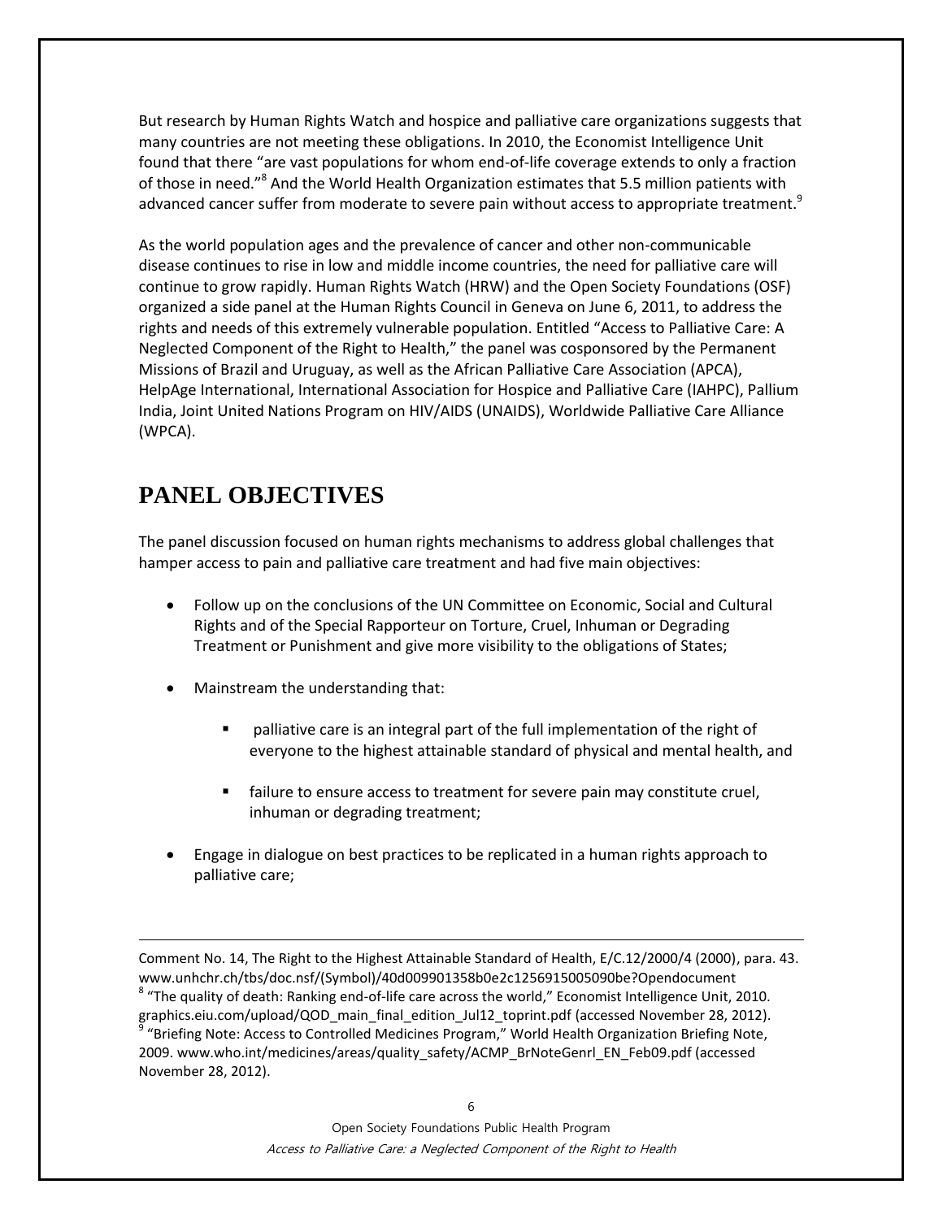But research by Human Rights Watch and hospice and palliative care organizations suggests that many countries are not meeting these obligations. In 2010, the Economist Intelligence Unit found that there "are vast populations for whom end-of-life coverage extends to only a fraction of those in need."[8] And the World Health Organization estimates that 5.5 million patients with advanced cancer suffer from moderate to severe pain without access to appropriate treatment.[9]

As the world population ages and the prevalence of cancer and other non-communicable disease continues to rise in low and middle income countries, the need for palliative care will continue to grow rapidly. Human Rights Watch (HRW) and the Open Society Foundations (OSF) organized a side panel at the Human Rights Council in Geneva on June 6, 2011, to address the rights and needs of this extremely vulnerable population. Entitled "Access to Palliative Care: A Neglected Component of the Right to Health," the panel was cosponsored by the Permanent Missions of Brazil and Uruguay, as well as the African Palliative Care Association (APCA), HelpAge International, International Association for Hospice and Palliative Care (IAHPC), Pallium India, Joint United Nations Program on HIV/AIDS (UNAIDS), Worldwide Palliative Care Alliance (WPCA).

## PANEL OBJECTIVES

The panel discussion focused on human rights mechanisms to address global challenges that hamper access to pain and palliative care treatment and had five main objectives:

- Follow up on the conclusions of the UN Committee on Economic, Social and Cultural Rights and of the Special Rapporteur on Torture, Cruel, Inhuman or Degrading Treatment or Punishment and give more visibility to the obligations of States;
- Mainstream the understanding that:
  - palliative care is an integral part of the full implementation of the right of everyone to the highest attainable standard of physical and mental health, and
  - failure to ensure access to treatment for severe pain may constitute cruel, inhuman or degrading treatment;
- Engage in dialogue on best practices to be replicated in a human rights approach to palliative care;

---

Comment No. 14, The Right to the Highest Attainable Standard of Health, E/C.12/2000/4 (2000), para. 43. www.unhchr.ch/tbs/doc.nsf/(Symbol)/40d009901358b0e2c1256915005090be?Opendocument

[8] "The quality of death: Ranking end-of-life care across the world," Economist Intelligence Unit, 2010. graphics.eiu.com/upload/QOD_main_final_edition_Jul12_toprint.pdf (accessed November 28, 2012).

[9] "Briefing Note: Access to Controlled Medicines Program," World Health Organization Briefing Note, 2009. www.who.int/medicines/areas/quality_safety/ACMP_BrNoteGenrl_EN_Feb09.pdf (accessed November 28, 2012).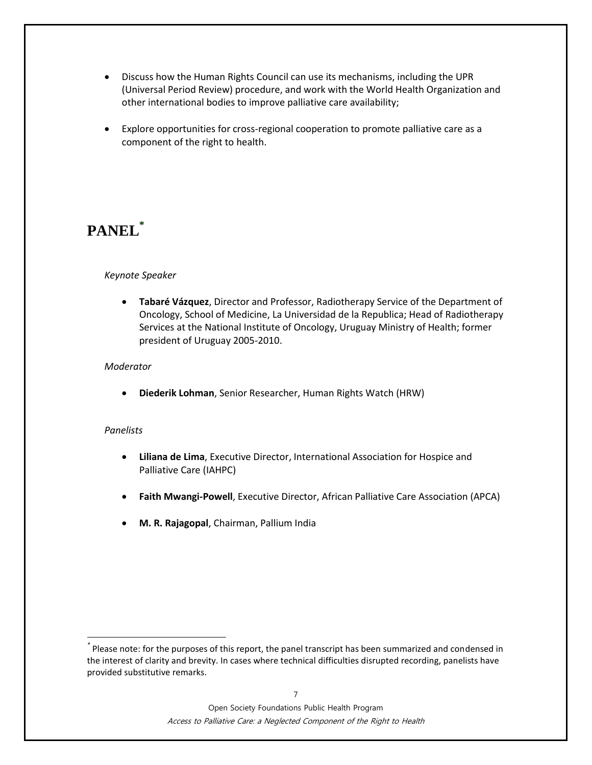- Discuss how the Human Rights Council can use its mechanisms, including the UPR (Universal Period Review) procedure, and work with the World Health Organization and other international bodies to improve palliative care availability;
- Explore opportunities for cross-regional cooperation to promote palliative care as a component of the right to health.

# PANEL*

*Keynote Speaker*

- **Tabaré Vázquez**, Director and Professor, Radiotherapy Service of the Department of Oncology, School of Medicine, La Universidad de la Republica; Head of Radiotherapy Services at the National Institute of Oncology, Uruguay Ministry of Health; former president of Uruguay 2005-2010.

*Moderator*

- **Diederik Lohman**, Senior Researcher, Human Rights Watch (HRW)

*Panelists*

- **Liliana de Lima**, Executive Director, International Association for Hospice and Palliative Care (IAHPC)
- **Faith Mwangi-Powell**, Executive Director, African Palliative Care Association (APCA)
- **M. R. Rajagopal**, Chairman, Pallium India

---

* Please note: for the purposes of this report, the panel transcript has been summarized and condensed in the interest of clarity and brevity. In cases where technical difficulties disrupted recording, panelists have provided substitutive remarks.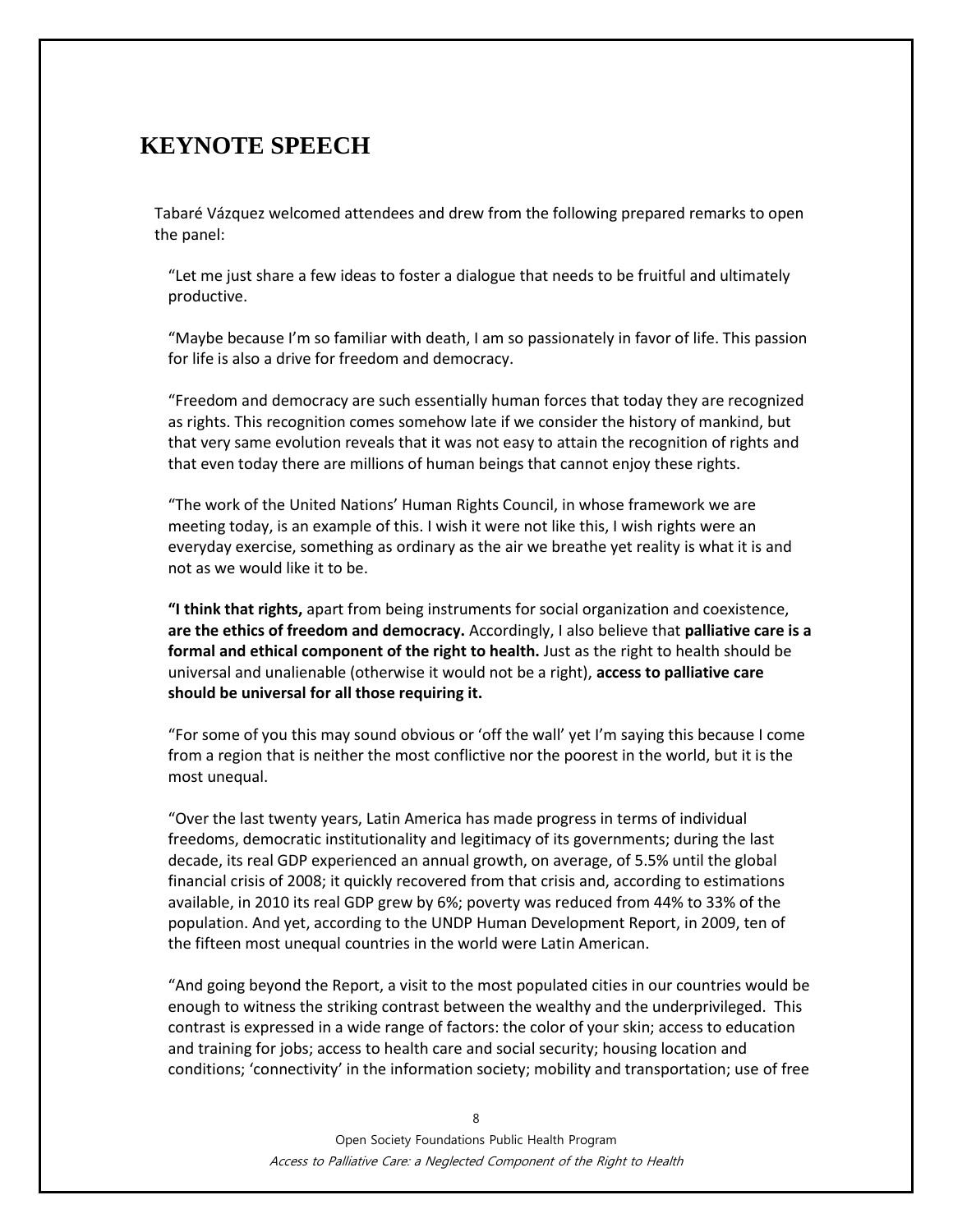# KEYNOTE SPEECH

Tabaré Vázquez welcomed attendees and drew from the following prepared remarks to open the panel:

"Let me just share a few ideas to foster a dialogue that needs to be fruitful and ultimately productive.

"Maybe because I'm so familiar with death, I am so passionately in favor of life. This passion for life is also a drive for freedom and democracy.

"Freedom and democracy are such essentially human forces that today they are recognized as rights. This recognition comes somehow late if we consider the history of mankind, but that very same evolution reveals that it was not easy to attain the recognition of rights and that even today there are millions of human beings that cannot enjoy these rights.

"The work of the United Nations' Human Rights Council, in whose framework we are meeting today, is an example of this. I wish it were not like this, I wish rights were an everyday exercise, something as ordinary as the air we breathe yet reality is what it is and not as we would like it to be.

**"I think that rights,** apart from being instruments for social organization and coexistence, **are the ethics of freedom and democracy.** Accordingly, I also believe that **palliative care is a formal and ethical component of the right to health.** Just as the right to health should be universal and unalienable (otherwise it would not be a right), **access to palliative care should be universal for all those requiring it.**

"For some of you this may sound obvious or 'off the wall' yet I'm saying this because I come from a region that is neither the most conflictive nor the poorest in the world, but it is the most unequal.

"Over the last twenty years, Latin America has made progress in terms of individual freedoms, democratic institutionality and legitimacy of its governments; during the last decade, its real GDP experienced an annual growth, on average, of 5.5% until the global financial crisis of 2008; it quickly recovered from that crisis and, according to estimations available, in 2010 its real GDP grew by 6%; poverty was reduced from 44% to 33% of the population. And yet, according to the UNDP Human Development Report, in 2009, ten of the fifteen most unequal countries in the world were Latin American.

"And going beyond the Report, a visit to the most populated cities in our countries would be enough to witness the striking contrast between the wealthy and the underprivileged. This contrast is expressed in a wide range of factors: the color of your skin; access to education and training for jobs; access to health care and social security; housing location and conditions; 'connectivity' in the information society; mobility and transportation; use of free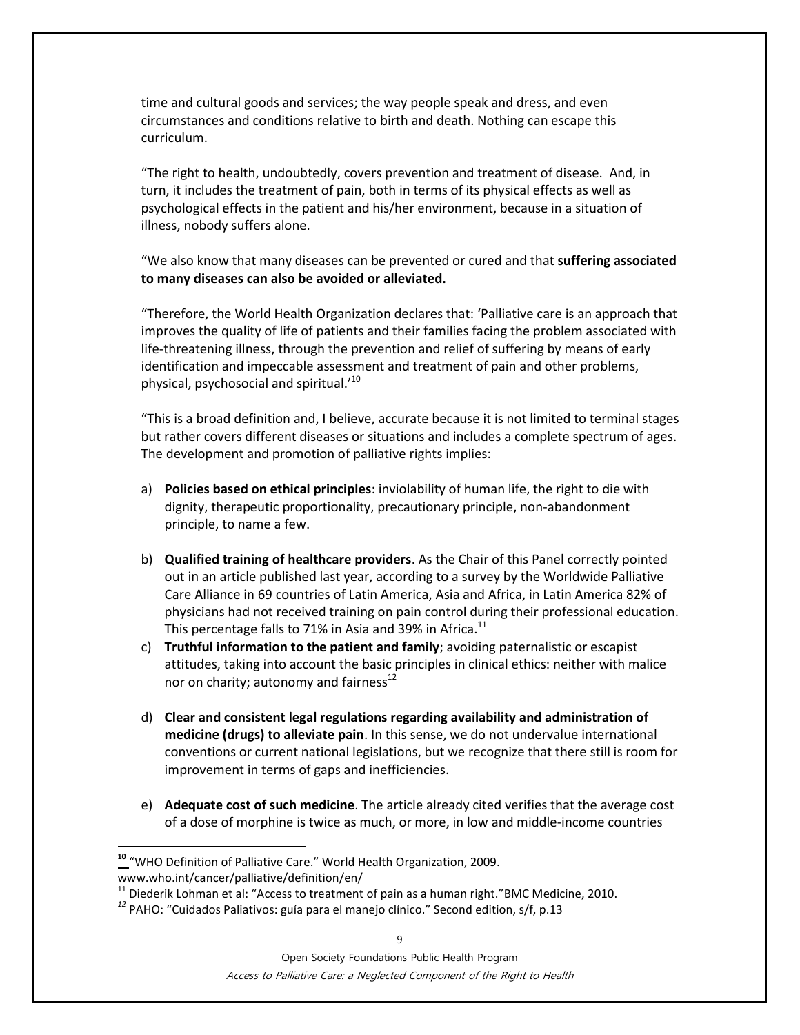time and cultural goods and services; the way people speak and dress, and even circumstances and conditions relative to birth and death. Nothing can escape this curriculum.

"The right to health, undoubtedly, covers prevention and treatment of disease. And, in turn, it includes the treatment of pain, both in terms of its physical effects as well as psychological effects in the patient and his/her environment, because in a situation of illness, nobody suffers alone.

"We also know that many diseases can be prevented or cured and that **suffering associated to many diseases can also be avoided or alleviated.**

"Therefore, the World Health Organization declares that: 'Palliative care is an approach that improves the quality of life of patients and their families facing the problem associated with life-threatening illness, through the prevention and relief of suffering by means of early identification and impeccable assessment and treatment of pain and other problems, physical, psychosocial and spiritual.'[10]

"This is a broad definition and, I believe, accurate because it is not limited to terminal stages but rather covers different diseases or situations and includes a complete spectrum of ages. The development and promotion of palliative rights implies:

a) **Policies based on ethical principles**: inviolability of human life, the right to die with dignity, therapeutic proportionality, precautionary principle, non-abandonment principle, to name a few.

b) **Qualified training of healthcare providers**. As the Chair of this Panel correctly pointed out in an article published last year, according to a survey by the Worldwide Palliative Care Alliance in 69 countries of Latin America, Asia and Africa, in Latin America 82% of physicians had not received training on pain control during their professional education. This percentage falls to 71% in Asia and 39% in Africa.[11]

c) **Truthful information to the patient and family**; avoiding paternalistic or escapist attitudes, taking into account the basic principles in clinical ethics: neither with malice nor on charity; autonomy and fairness[12]

d) **Clear and consistent legal regulations regarding availability and administration of medicine (drugs) to alleviate pain**. In this sense, we do not undervalue international conventions or current national legislations, but we recognize that there still is room for improvement in terms of gaps and inefficiencies.

e) **Adequate cost of such medicine**. The article already cited verifies that the average cost of a dose of morphine is twice as much, or more, in low and middle-income countries

---

[10] "WHO Definition of Palliative Care." World Health Organization, 2009. www.who.int/cancer/palliative/definition/en/

[11] Diederik Lohman et al: "Access to treatment of pain as a human right."BMC Medicine, 2010.

[12] PAHO: "Cuidados Paliativos: guía para el manejo clínico." Second edition, s/f, p.13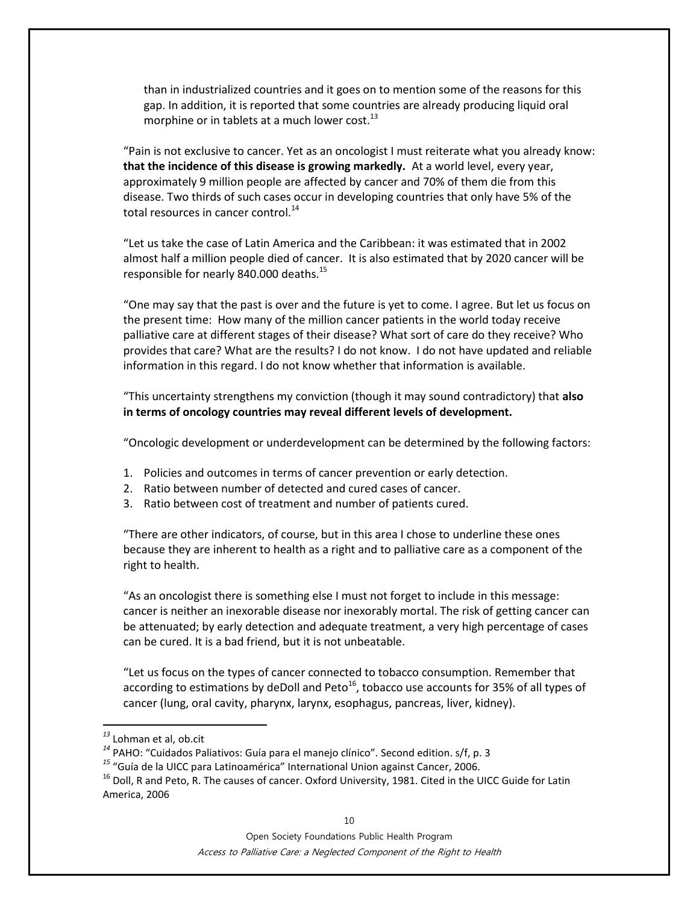than in industrialized countries and it goes on to mention some of the reasons for this gap. In addition, it is reported that some countries are already producing liquid oral morphine or in tablets at a much lower cost.[13]

"Pain is not exclusive to cancer. Yet as an oncologist I must reiterate what you already know: **that the incidence of this disease is growing markedly.** At a world level, every year, approximately 9 million people are affected by cancer and 70% of them die from this disease. Two thirds of such cases occur in developing countries that only have 5% of the total resources in cancer control.[14]

"Let us take the case of Latin America and the Caribbean: it was estimated that in 2002 almost half a million people died of cancer. It is also estimated that by 2020 cancer will be responsible for nearly 840.000 deaths.[15]

"One may say that the past is over and the future is yet to come. I agree. But let us focus on the present time: How many of the million cancer patients in the world today receive palliative care at different stages of their disease? What sort of care do they receive? Who provides that care? What are the results? I do not know. I do not have updated and reliable information in this regard. I do not know whether that information is available.

"This uncertainty strengthens my conviction (though it may sound contradictory) that **also in terms of oncology countries may reveal different levels of development.**

"Oncologic development or underdevelopment can be determined by the following factors:

1. Policies and outcomes in terms of cancer prevention or early detection.
2. Ratio between number of detected and cured cases of cancer.
3. Ratio between cost of treatment and number of patients cured.

"There are other indicators, of course, but in this area I chose to underline these ones because they are inherent to health as a right and to palliative care as a component of the right to health.

"As an oncologist there is something else I must not forget to include in this message: cancer is neither an inexorable disease nor inexorably mortal. The risk of getting cancer can be attenuated; by early detection and adequate treatment, a very high percentage of cases can be cured. It is a bad friend, but it is not unbeatable.

"Let us focus on the types of cancer connected to tobacco consumption. Remember that according to estimations by deDoll and Peto[16], tobacco use accounts for 35% of all types of cancer (lung, oral cavity, pharynx, larynx, esophagus, pancreas, liver, kidney).

---

[13] Lohman et al, ob.cit

[14] PAHO: "Cuidados Paliativos: Guía para el manejo clínico". Second edition. s/f, p. 3

[15] "Guía de la UICC para Latinoamérica" International Union against Cancer, 2006.

[16] Doll, R and Peto, R. The causes of cancer. Oxford University, 1981. Cited in the UICC Guide for Latin America, 2006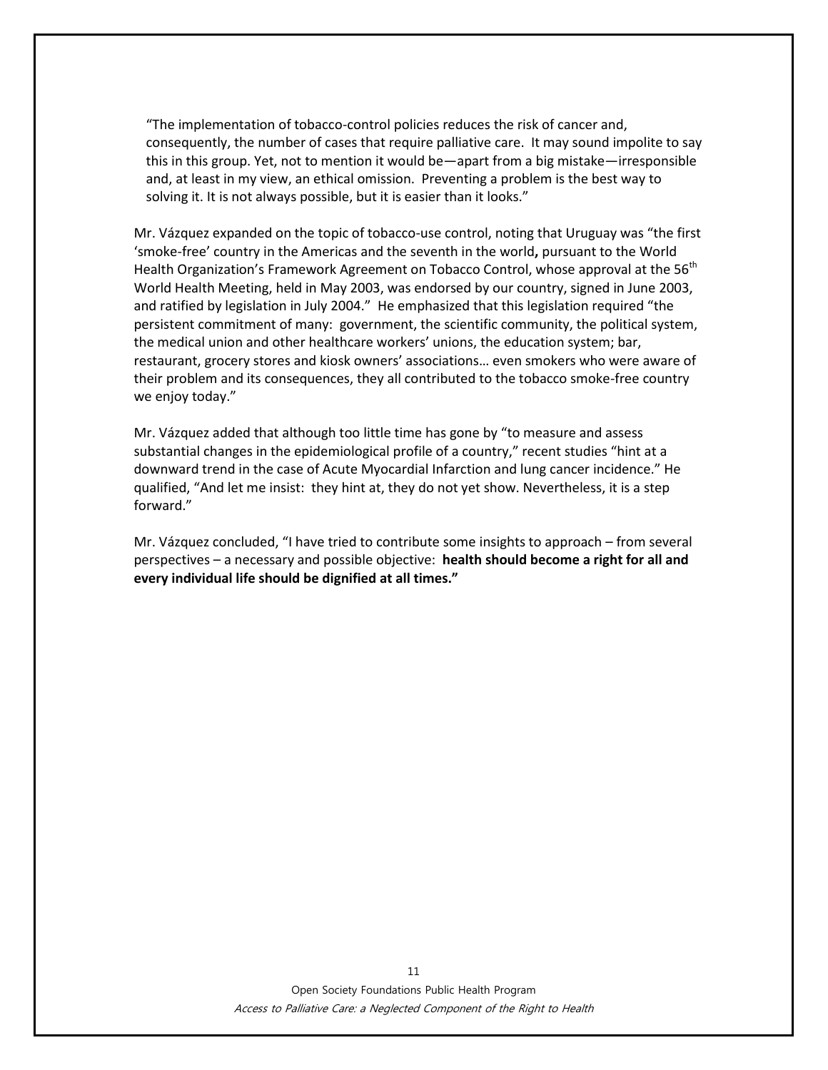"The implementation of tobacco-control policies reduces the risk of cancer and, consequently, the number of cases that require palliative care. It may sound impolite to say this in this group. Yet, not to mention it would be—apart from a big mistake—irresponsible and, at least in my view, an ethical omission. Preventing a problem is the best way to solving it. It is not always possible, but it is easier than it looks."

Mr. Vázquez expanded on the topic of tobacco-use control, noting that Uruguay was "the first 'smoke-free' country in the Americas and the seventh in the world**,** pursuant to the World Health Organization's Framework Agreement on Tobacco Control, whose approval at the 56th World Health Meeting, held in May 2003, was endorsed by our country, signed in June 2003, and ratified by legislation in July 2004." He emphasized that this legislation required "the persistent commitment of many: government, the scientific community, the political system, the medical union and other healthcare workers' unions, the education system; bar, restaurant, grocery stores and kiosk owners' associations… even smokers who were aware of their problem and its consequences, they all contributed to the tobacco smoke-free country we enjoy today."

Mr. Vázquez added that although too little time has gone by "to measure and assess substantial changes in the epidemiological profile of a country," recent studies "hint at a downward trend in the case of Acute Myocardial Infarction and lung cancer incidence." He qualified, "And let me insist: they hint at, they do not yet show. Nevertheless, it is a step forward."

Mr. Vázquez concluded, "I have tried to contribute some insights to approach – from several perspectives – a necessary and possible objective: **health should become a right for all and every individual life should be dignified at all times."**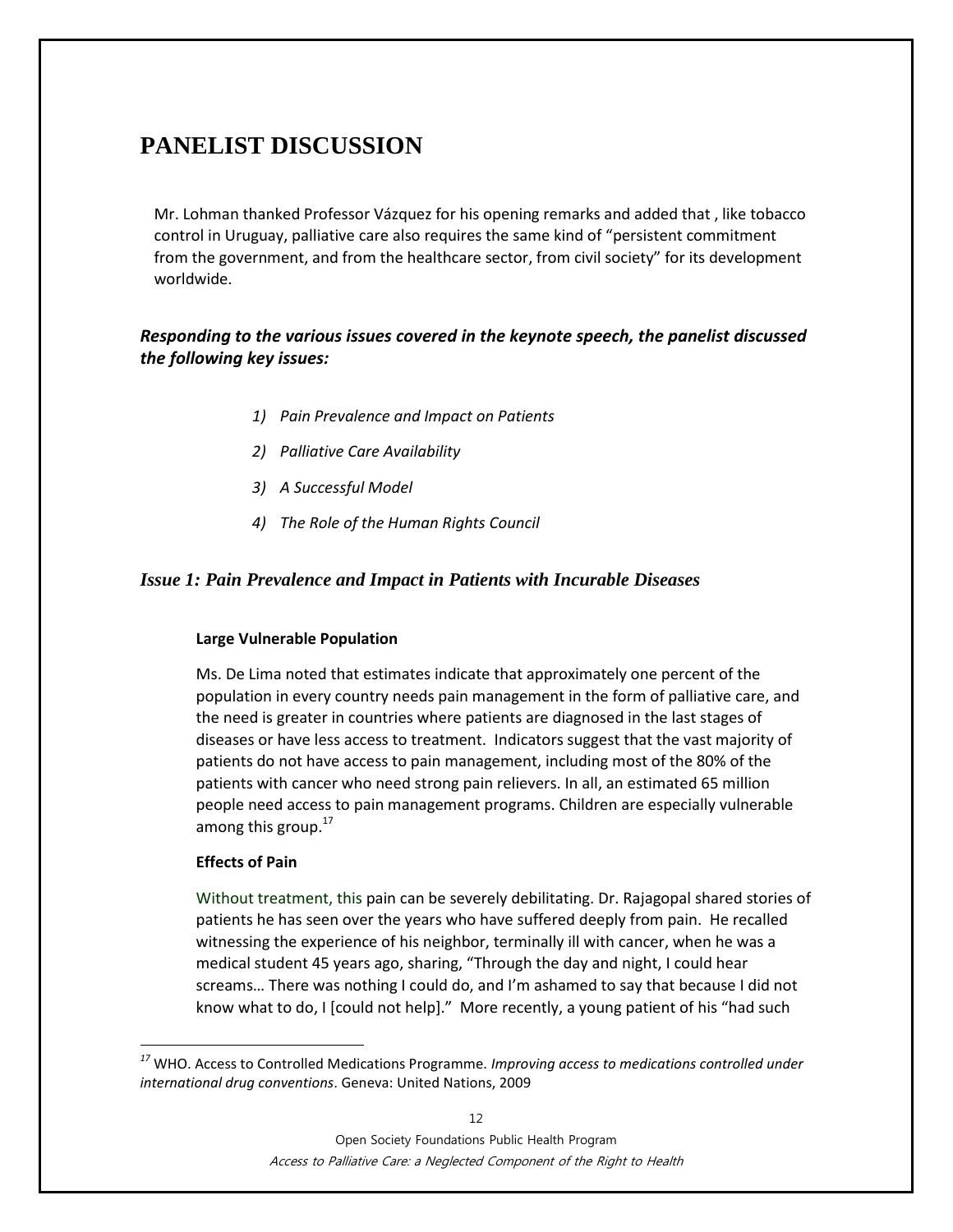# PANELIST DISCUSSION

Mr. Lohman thanked Professor Vázquez for his opening remarks and added that , like tobacco control in Uruguay, palliative care also requires the same kind of "persistent commitment from the government, and from the healthcare sector, from civil society" for its development worldwide.

***Responding to the various issues covered in the keynote speech, the panelist discussed the following key issues:***

1) *Pain Prevalence and Impact on Patients*
2) *Palliative Care Availability*
3) *A Successful Model*
4) *The Role of the Human Rights Council*

## *Issue 1: Pain Prevalence and Impact in Patients with Incurable Diseases*

**Large Vulnerable Population**

Ms. De Lima noted that estimates indicate that approximately one percent of the population in every country needs pain management in the form of palliative care, and the need is greater in countries where patients are diagnosed in the last stages of diseases or have less access to treatment. Indicators suggest that the vast majority of patients do not have access to pain management, including most of the 80% of the patients with cancer who need strong pain relievers. In all, an estimated 65 million people need access to pain management programs. Children are especially vulnerable among this group.[17]

**Effects of Pain**

Without treatment, this pain can be severely debilitating. Dr. Rajagopal shared stories of patients he has seen over the years who have suffered deeply from pain. He recalled witnessing the experience of his neighbor, terminally ill with cancer, when he was a medical student 45 years ago, sharing, "Through the day and night, I could hear screams… There was nothing I could do, and I'm ashamed to say that because I did not know what to do, I [could not help]." More recently, a young patient of his "had such

[17] WHO. Access to Controlled Medications Programme. *Improving access to medications controlled under international drug conventions*. Geneva: United Nations, 2009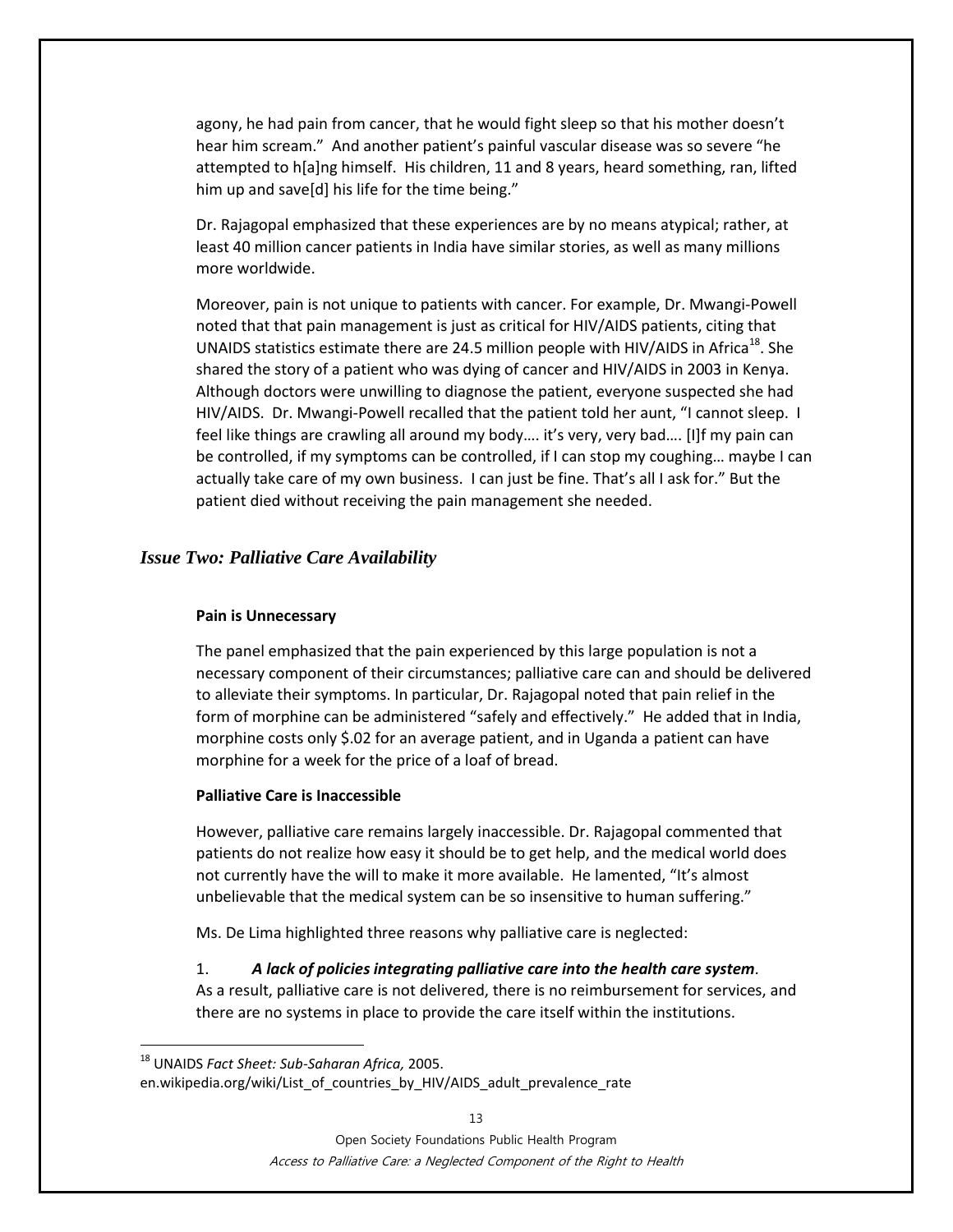agony, he had pain from cancer, that he would fight sleep so that his mother doesn't hear him scream." And another patient's painful vascular disease was so severe "he attempted to h[a]ng himself. His children, 11 and 8 years, heard something, ran, lifted him up and save[d] his life for the time being."

Dr. Rajagopal emphasized that these experiences are by no means atypical; rather, at least 40 million cancer patients in India have similar stories, as well as many millions more worldwide.

Moreover, pain is not unique to patients with cancer. For example, Dr. Mwangi-Powell noted that that pain management is just as critical for HIV/AIDS patients, citing that UNAIDS statistics estimate there are 24.5 million people with HIV/AIDS in Africa[18]. She shared the story of a patient who was dying of cancer and HIV/AIDS in 2003 in Kenya. Although doctors were unwilling to diagnose the patient, everyone suspected she had HIV/AIDS. Dr. Mwangi-Powell recalled that the patient told her aunt, "I cannot sleep. I feel like things are crawling all around my body…. it's very, very bad…. [I]f my pain can be controlled, if my symptoms can be controlled, if I can stop my coughing… maybe I can actually take care of my own business. I can just be fine. That's all I ask for." But the patient died without receiving the pain management she needed.

### *Issue Two: Palliative Care Availability*

**Pain is Unnecessary**

The panel emphasized that the pain experienced by this large population is not a necessary component of their circumstances; palliative care can and should be delivered to alleviate their symptoms. In particular, Dr. Rajagopal noted that pain relief in the form of morphine can be administered "safely and effectively." He added that in India, morphine costs only $.02 for an average patient, and in Uganda a patient can have morphine for a week for the price of a loaf of bread.

**Palliative Care is Inaccessible**

However, palliative care remains largely inaccessible. Dr. Rajagopal commented that patients do not realize how easy it should be to get help, and the medical world does not currently have the will to make it more available. He lamented, "It's almost unbelievable that the medical system can be so insensitive to human suffering."

Ms. De Lima highlighted three reasons why palliative care is neglected:

1. ***A lack of policies integrating palliative care into the health care system***. As a result, palliative care is not delivered, there is no reimbursement for services, and there are no systems in place to provide the care itself within the institutions.

---

[18] UNAIDS *Fact Sheet: Sub-Saharan Africa,* 2005. en.wikipedia.org/wiki/List_of_countries_by_HIV/AIDS_adult_prevalence_rate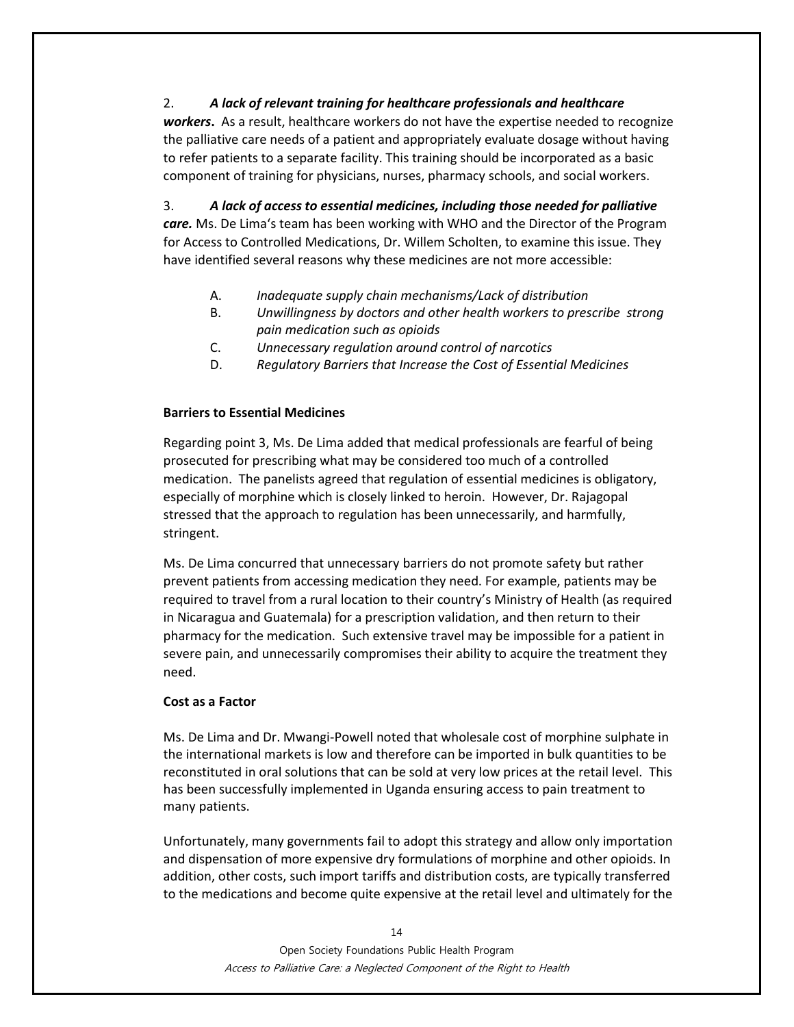2. ***A lack of relevant training for healthcare professionals and healthcare workers.*** As a result, healthcare workers do not have the expertise needed to recognize the palliative care needs of a patient and appropriately evaluate dosage without having to refer patients to a separate facility. This training should be incorporated as a basic component of training for physicians, nurses, pharmacy schools, and social workers.

3. ***A lack of access to essential medicines, including those needed for palliative care.*** Ms. De Lima's team has been working with WHO and the Director of the Program for Access to Controlled Medications, Dr. Willem Scholten, to examine this issue. They have identified several reasons why these medicines are not more accessible:

   A. *Inadequate supply chain mechanisms/Lack of distribution*
   B. *Unwillingness by doctors and other health workers to prescribe strong pain medication such as opioids*
   C. *Unnecessary regulation around control of narcotics*
   D. *Regulatory Barriers that Increase the Cost of Essential Medicines*

**Barriers to Essential Medicines**

Regarding point 3, Ms. De Lima added that medical professionals are fearful of being prosecuted for prescribing what may be considered too much of a controlled medication. The panelists agreed that regulation of essential medicines is obligatory, especially of morphine which is closely linked to heroin. However, Dr. Rajagopal stressed that the approach to regulation has been unnecessarily, and harmfully, stringent.

Ms. De Lima concurred that unnecessary barriers do not promote safety but rather prevent patients from accessing medication they need. For example, patients may be required to travel from a rural location to their country's Ministry of Health (as required in Nicaragua and Guatemala) for a prescription validation, and then return to their pharmacy for the medication. Such extensive travel may be impossible for a patient in severe pain, and unnecessarily compromises their ability to acquire the treatment they need.

**Cost as a Factor**

Ms. De Lima and Dr. Mwangi-Powell noted that wholesale cost of morphine sulphate in the international markets is low and therefore can be imported in bulk quantities to be reconstituted in oral solutions that can be sold at very low prices at the retail level. This has been successfully implemented in Uganda ensuring access to pain treatment to many patients.

Unfortunately, many governments fail to adopt this strategy and allow only importation and dispensation of more expensive dry formulations of morphine and other opioids. In addition, other costs, such import tariffs and distribution costs, are typically transferred to the medications and become quite expensive at the retail level and ultimately for the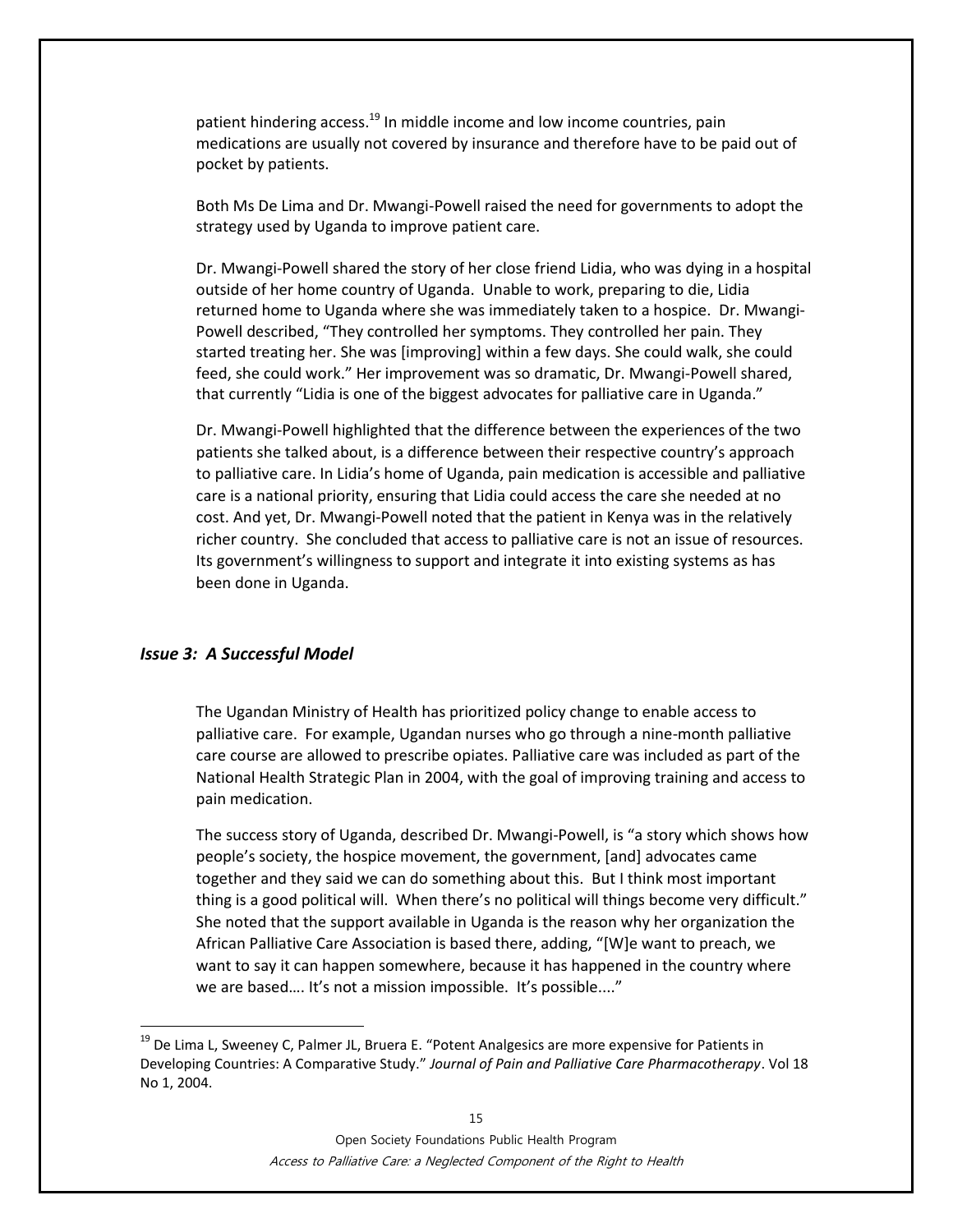patient hindering access.[19] In middle income and low income countries, pain medications are usually not covered by insurance and therefore have to be paid out of pocket by patients.

Both Ms De Lima and Dr. Mwangi-Powell raised the need for governments to adopt the strategy used by Uganda to improve patient care.

Dr. Mwangi-Powell shared the story of her close friend Lidia, who was dying in a hospital outside of her home country of Uganda. Unable to work, preparing to die, Lidia returned home to Uganda where she was immediately taken to a hospice. Dr. Mwangi-Powell described, "They controlled her symptoms. They controlled her pain. They started treating her. She was [improving] within a few days. She could walk, she could feed, she could work." Her improvement was so dramatic, Dr. Mwangi-Powell shared, that currently "Lidia is one of the biggest advocates for palliative care in Uganda."

Dr. Mwangi-Powell highlighted that the difference between the experiences of the two patients she talked about, is a difference between their respective country's approach to palliative care. In Lidia's home of Uganda, pain medication is accessible and palliative care is a national priority, ensuring that Lidia could access the care she needed at no cost. And yet, Dr. Mwangi-Powell noted that the patient in Kenya was in the relatively richer country. She concluded that access to palliative care is not an issue of resources. Its government's willingness to support and integrate it into existing systems as has been done in Uganda.

### *Issue 3: A Successful Model*

The Ugandan Ministry of Health has prioritized policy change to enable access to palliative care. For example, Ugandan nurses who go through a nine-month palliative care course are allowed to prescribe opiates. Palliative care was included as part of the National Health Strategic Plan in 2004, with the goal of improving training and access to pain medication.

The success story of Uganda, described Dr. Mwangi-Powell, is "a story which shows how people's society, the hospice movement, the government, [and] advocates came together and they said we can do something about this. But I think most important thing is a good political will. When there's no political will things become very difficult." She noted that the support available in Uganda is the reason why her organization the African Palliative Care Association is based there, adding, "[W]e want to preach, we want to say it can happen somewhere, because it has happened in the country where we are based…. It's not a mission impossible. It's possible...."

---

[19] De Lima L, Sweeney C, Palmer JL, Bruera E. "Potent Analgesics are more expensive for Patients in Developing Countries: A Comparative Study." *Journal of Pain and Palliative Care Pharmacotherapy*. Vol 18 No 1, 2004.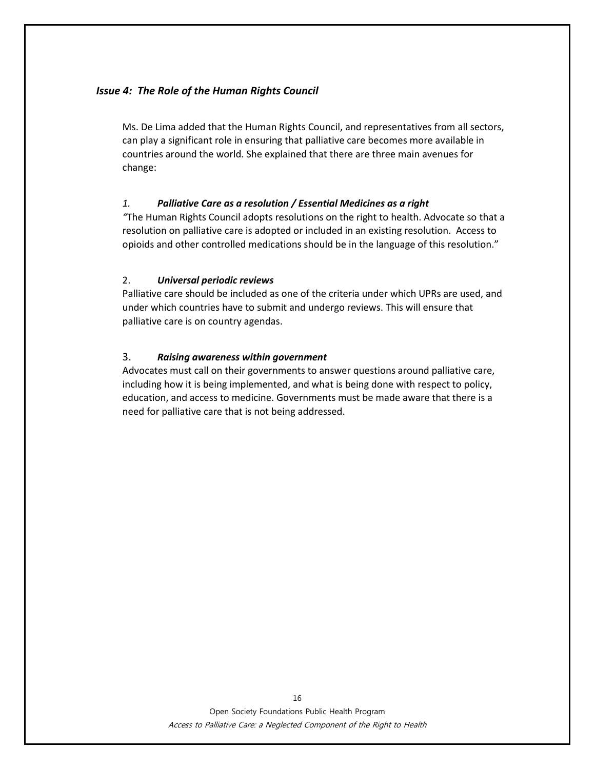### *Issue 4: The Role of the Human Rights Council*

Ms. De Lima added that the Human Rights Council, and representatives from all sectors, can play a significant role in ensuring that palliative care becomes more available in countries around the world. She explained that there are three main avenues for change:

*1.* ***Palliative Care as a resolution / Essential Medicines as a right***

*"*The Human Rights Council adopts resolutions on the right to health. Advocate so that a resolution on palliative care is adopted or included in an existing resolution. Access to opioids and other controlled medications should be in the language of this resolution."

2. ***Universal periodic reviews***

Palliative care should be included as one of the criteria under which UPRs are used, and under which countries have to submit and undergo reviews. This will ensure that palliative care is on country agendas.

3. ***Raising awareness within government***

Advocates must call on their governments to answer questions around palliative care, including how it is being implemented, and what is being done with respect to policy, education, and access to medicine. Governments must be made aware that there is a need for palliative care that is not being addressed.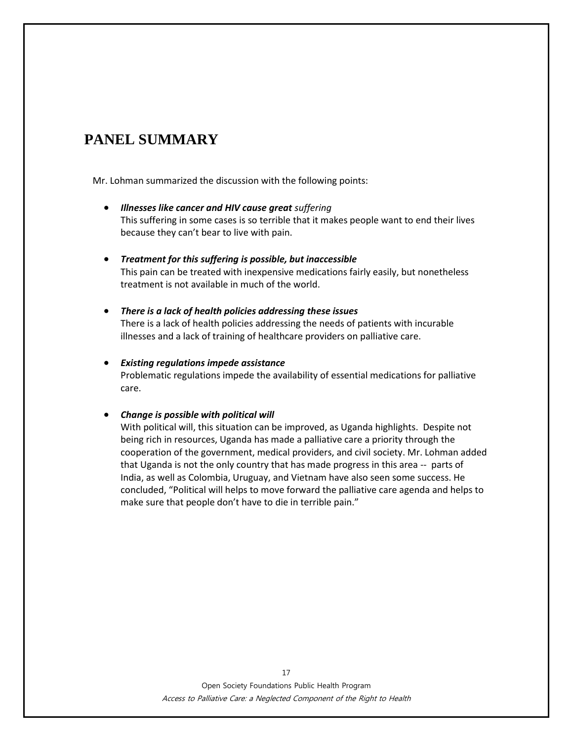# PANEL SUMMARY

Mr. Lohman summarized the discussion with the following points:

- ***Illnesses like cancer and HIV cause great*** *suffering*
  This suffering in some cases is so terrible that it makes people want to end their lives because they can't bear to live with pain.

- ***Treatment for this suffering is possible, but inaccessible***
  This pain can be treated with inexpensive medications fairly easily, but nonetheless treatment is not available in much of the world.

- ***There is a lack of health policies addressing these issues***
  There is a lack of health policies addressing the needs of patients with incurable illnesses and a lack of training of healthcare providers on palliative care.

- ***Existing regulations impede assistance***
  Problematic regulations impede the availability of essential medications for palliative care.

- ***Change is possible with political will***
  With political will, this situation can be improved, as Uganda highlights. Despite not being rich in resources, Uganda has made a palliative care a priority through the cooperation of the government, medical providers, and civil society. Mr. Lohman added that Uganda is not the only country that has made progress in this area -- parts of India, as well as Colombia, Uruguay, and Vietnam have also seen some success. He concluded, "Political will helps to move forward the palliative care agenda and helps to make sure that people don't have to die in terrible pain."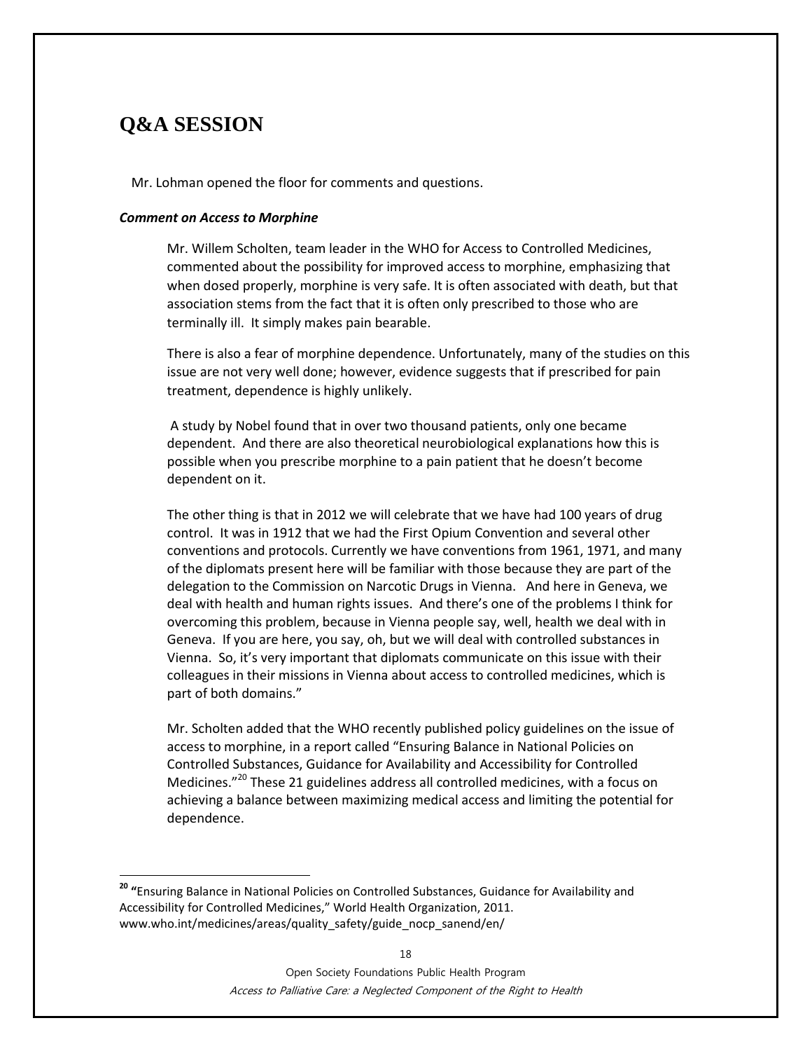# Q&A SESSION

Mr. Lohman opened the floor for comments and questions.

***Comment on Access to Morphine***

Mr. Willem Scholten, team leader in the WHO for Access to Controlled Medicines, commented about the possibility for improved access to morphine, emphasizing that when dosed properly, morphine is very safe. It is often associated with death, but that association stems from the fact that it is often only prescribed to those who are terminally ill. It simply makes pain bearable.

There is also a fear of morphine dependence. Unfortunately, many of the studies on this issue are not very well done; however, evidence suggests that if prescribed for pain treatment, dependence is highly unlikely.

A study by Nobel found that in over two thousand patients, only one became dependent. And there are also theoretical neurobiological explanations how this is possible when you prescribe morphine to a pain patient that he doesn't become dependent on it.

The other thing is that in 2012 we will celebrate that we have had 100 years of drug control. It was in 1912 that we had the First Opium Convention and several other conventions and protocols. Currently we have conventions from 1961, 1971, and many of the diplomats present here will be familiar with those because they are part of the delegation to the Commission on Narcotic Drugs in Vienna. And here in Geneva, we deal with health and human rights issues. And there's one of the problems I think for overcoming this problem, because in Vienna people say, well, health we deal with in Geneva. If you are here, you say, oh, but we will deal with controlled substances in Vienna. So, it's very important that diplomats communicate on this issue with their colleagues in their missions in Vienna about access to controlled medicines, which is part of both domains."

Mr. Scholten added that the WHO recently published policy guidelines on the issue of access to morphine, in a report called "Ensuring Balance in National Policies on Controlled Substances, Guidance for Availability and Accessibility for Controlled Medicines."[20] These 21 guidelines address all controlled medicines, with a focus on achieving a balance between maximizing medical access and limiting the potential for dependence.

---

[20] "Ensuring Balance in National Policies on Controlled Substances, Guidance for Availability and Accessibility for Controlled Medicines," World Health Organization, 2011. www.who.int/medicines/areas/quality_safety/guide_nocp_sanend/en/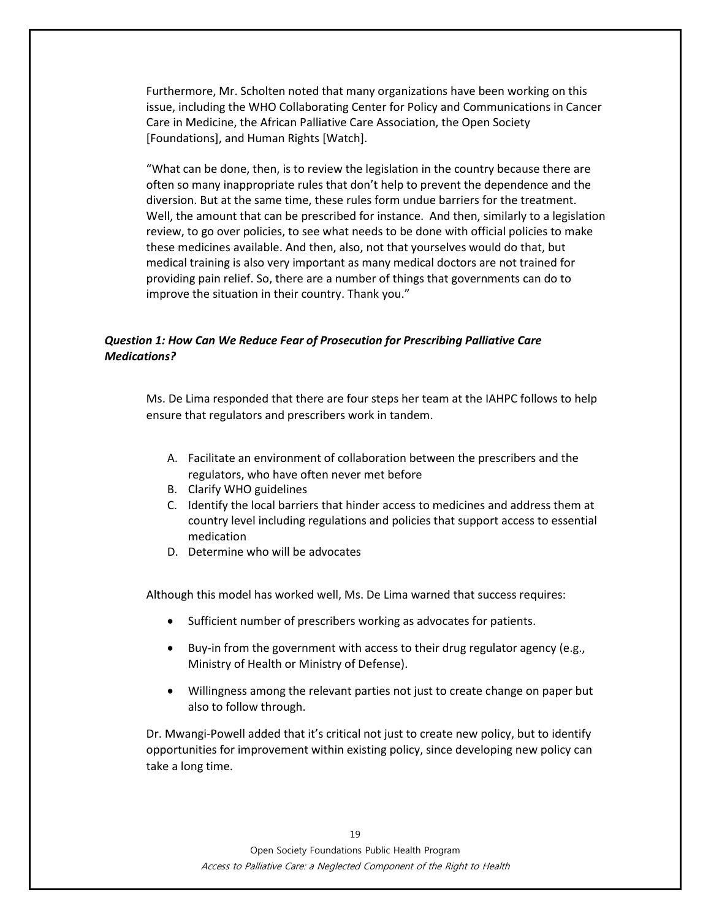Furthermore, Mr. Scholten noted that many organizations have been working on this issue, including the WHO Collaborating Center for Policy and Communications in Cancer Care in Medicine, the African Palliative Care Association, the Open Society [Foundations], and Human Rights [Watch].

"What can be done, then, is to review the legislation in the country because there are often so many inappropriate rules that don't help to prevent the dependence and the diversion. But at the same time, these rules form undue barriers for the treatment. Well, the amount that can be prescribed for instance. And then, similarly to a legislation review, to go over policies, to see what needs to be done with official policies to make these medicines available. And then, also, not that yourselves would do that, but medical training is also very important as many medical doctors are not trained for providing pain relief. So, there are a number of things that governments can do to improve the situation in their country. Thank you."

### *Question 1: How Can We Reduce Fear of Prosecution for Prescribing Palliative Care Medications?*

Ms. De Lima responded that there are four steps her team at the IAHPC follows to help ensure that regulators and prescribers work in tandem.

A. Facilitate an environment of collaboration between the prescribers and the regulators, who have often never met before
B. Clarify WHO guidelines
C. Identify the local barriers that hinder access to medicines and address them at country level including regulations and policies that support access to essential medication
D. Determine who will be advocates

Although this model has worked well, Ms. De Lima warned that success requires:

- Sufficient number of prescribers working as advocates for patients.
- Buy-in from the government with access to their drug regulator agency (e.g., Ministry of Health or Ministry of Defense).
- Willingness among the relevant parties not just to create change on paper but also to follow through.

Dr. Mwangi-Powell added that it's critical not just to create new policy, but to identify opportunities for improvement within existing policy, since developing new policy can take a long time.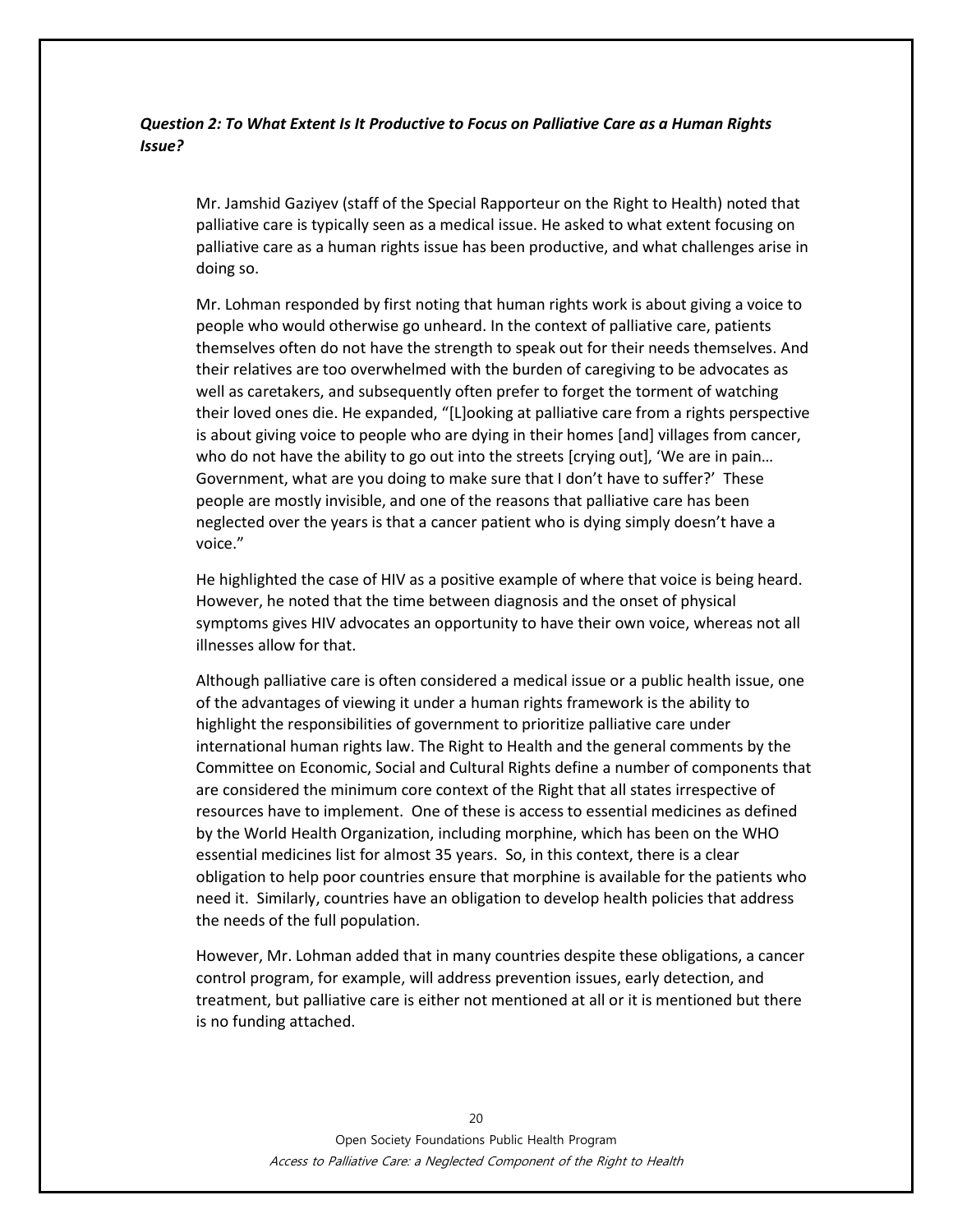***Question 2: To What Extent Is It Productive to Focus on Palliative Care as a Human Rights Issue?***

Mr. Jamshid Gaziyev (staff of the Special Rapporteur on the Right to Health) noted that palliative care is typically seen as a medical issue. He asked to what extent focusing on palliative care as a human rights issue has been productive, and what challenges arise in doing so.

Mr. Lohman responded by first noting that human rights work is about giving a voice to people who would otherwise go unheard. In the context of palliative care, patients themselves often do not have the strength to speak out for their needs themselves. And their relatives are too overwhelmed with the burden of caregiving to be advocates as well as caretakers, and subsequently often prefer to forget the torment of watching their loved ones die. He expanded, "[L]ooking at palliative care from a rights perspective is about giving voice to people who are dying in their homes [and] villages from cancer, who do not have the ability to go out into the streets [crying out], 'We are in pain… Government, what are you doing to make sure that I don't have to suffer?' These people are mostly invisible, and one of the reasons that palliative care has been neglected over the years is that a cancer patient who is dying simply doesn't have a voice."

He highlighted the case of HIV as a positive example of where that voice is being heard. However, he noted that the time between diagnosis and the onset of physical symptoms gives HIV advocates an opportunity to have their own voice, whereas not all illnesses allow for that.

Although palliative care is often considered a medical issue or a public health issue, one of the advantages of viewing it under a human rights framework is the ability to highlight the responsibilities of government to prioritize palliative care under international human rights law. The Right to Health and the general comments by the Committee on Economic, Social and Cultural Rights define a number of components that are considered the minimum core context of the Right that all states irrespective of resources have to implement. One of these is access to essential medicines as defined by the World Health Organization, including morphine, which has been on the WHO essential medicines list for almost 35 years. So, in this context, there is a clear obligation to help poor countries ensure that morphine is available for the patients who need it. Similarly, countries have an obligation to develop health policies that address the needs of the full population.

However, Mr. Lohman added that in many countries despite these obligations, a cancer control program, for example, will address prevention issues, early detection, and treatment, but palliative care is either not mentioned at all or it is mentioned but there is no funding attached.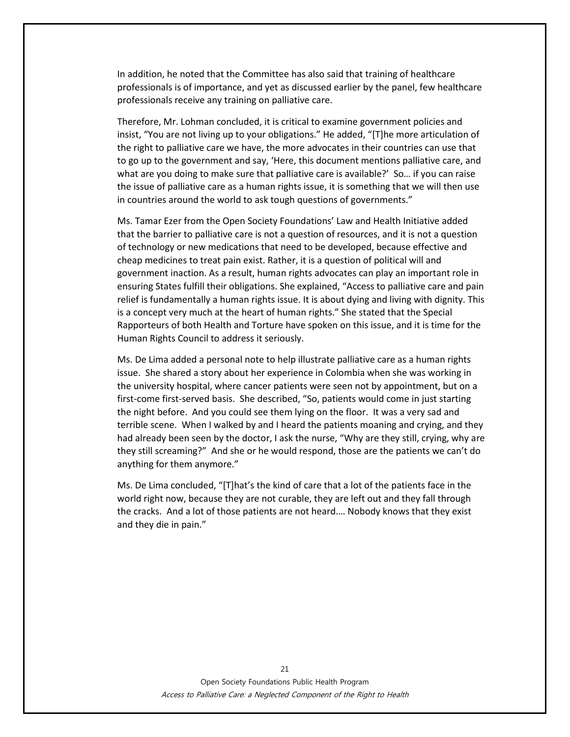In addition, he noted that the Committee has also said that training of healthcare professionals is of importance, and yet as discussed earlier by the panel, few healthcare professionals receive any training on palliative care.

Therefore, Mr. Lohman concluded, it is critical to examine government policies and insist, "You are not living up to your obligations." He added, "[T]he more articulation of the right to palliative care we have, the more advocates in their countries can use that to go up to the government and say, 'Here, this document mentions palliative care, and what are you doing to make sure that palliative care is available?' So… if you can raise the issue of palliative care as a human rights issue, it is something that we will then use in countries around the world to ask tough questions of governments."

Ms. Tamar Ezer from the Open Society Foundations' Law and Health Initiative added that the barrier to palliative care is not a question of resources, and it is not a question of technology or new medications that need to be developed, because effective and cheap medicines to treat pain exist. Rather, it is a question of political will and government inaction. As a result, human rights advocates can play an important role in ensuring States fulfill their obligations. She explained, "Access to palliative care and pain relief is fundamentally a human rights issue. It is about dying and living with dignity. This is a concept very much at the heart of human rights." She stated that the Special Rapporteurs of both Health and Torture have spoken on this issue, and it is time for the Human Rights Council to address it seriously.

Ms. De Lima added a personal note to help illustrate palliative care as a human rights issue. She shared a story about her experience in Colombia when she was working in the university hospital, where cancer patients were seen not by appointment, but on a first-come first-served basis. She described, "So, patients would come in just starting the night before. And you could see them lying on the floor. It was a very sad and terrible scene. When I walked by and I heard the patients moaning and crying, and they had already been seen by the doctor, I ask the nurse, "Why are they still, crying, why are they still screaming?" And she or he would respond, those are the patients we can't do anything for them anymore."

Ms. De Lima concluded, "[T]hat's the kind of care that a lot of the patients face in the world right now, because they are not curable, they are left out and they fall through the cracks. And a lot of those patients are not heard.… Nobody knows that they exist and they die in pain."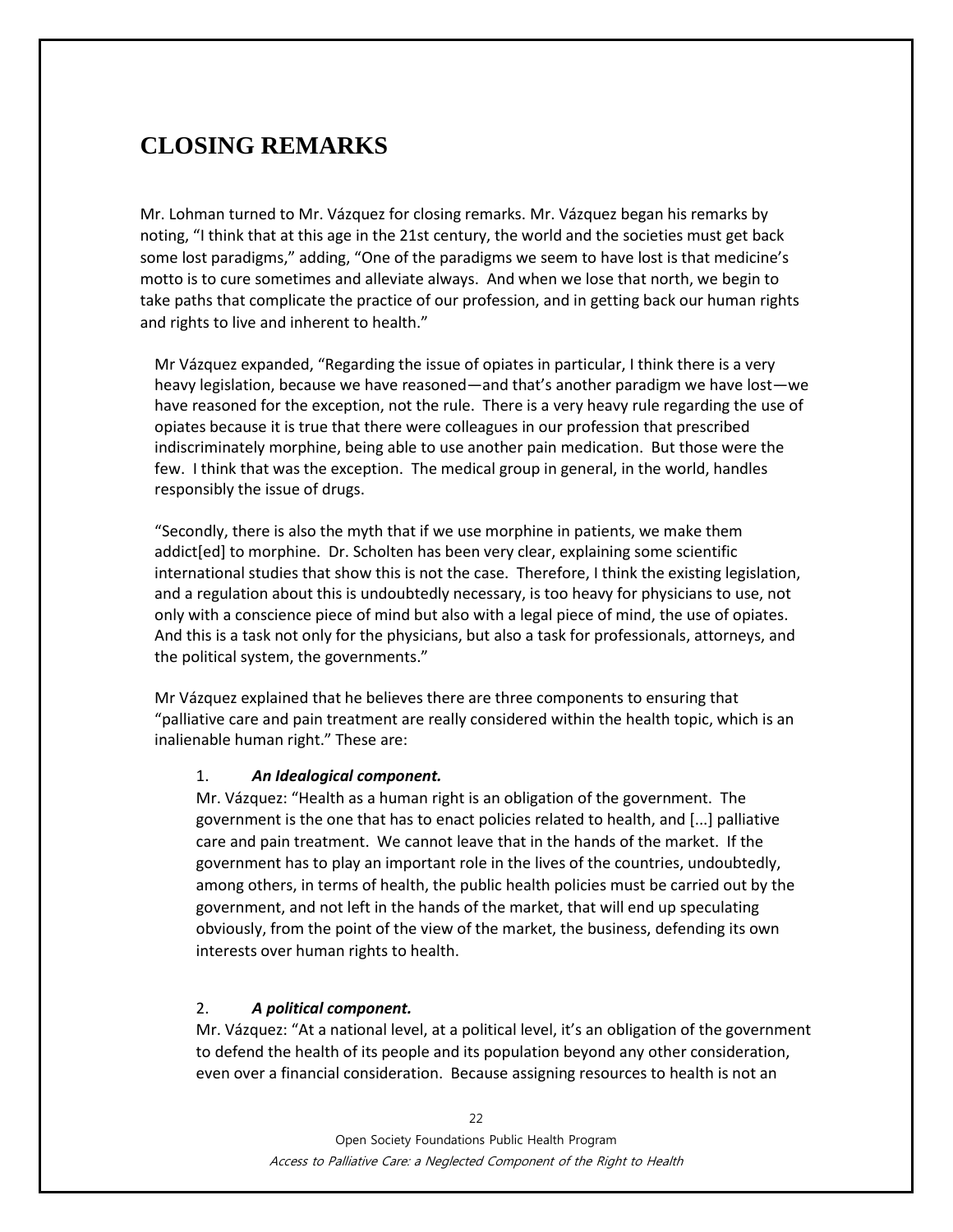# CLOSING REMARKS

Mr. Lohman turned to Mr. Vázquez for closing remarks. Mr. Vázquez began his remarks by noting, "I think that at this age in the 21st century, the world and the societies must get back some lost paradigms," adding, "One of the paradigms we seem to have lost is that medicine's motto is to cure sometimes and alleviate always. And when we lose that north, we begin to take paths that complicate the practice of our profession, and in getting back our human rights and rights to live and inherent to health."

Mr Vázquez expanded, "Regarding the issue of opiates in particular, I think there is a very heavy legislation, because we have reasoned—and that's another paradigm we have lost—we have reasoned for the exception, not the rule. There is a very heavy rule regarding the use of opiates because it is true that there were colleagues in our profession that prescribed indiscriminately morphine, being able to use another pain medication. But those were the few. I think that was the exception. The medical group in general, in the world, handles responsibly the issue of drugs.

"Secondly, there is also the myth that if we use morphine in patients, we make them addict[ed] to morphine. Dr. Scholten has been very clear, explaining some scientific international studies that show this is not the case. Therefore, I think the existing legislation, and a regulation about this is undoubtedly necessary, is too heavy for physicians to use, not only with a conscience piece of mind but also with a legal piece of mind, the use of opiates. And this is a task not only for the physicians, but also a task for professionals, attorneys, and the political system, the governments."

Mr Vázquez explained that he believes there are three components to ensuring that "palliative care and pain treatment are really considered within the health topic, which is an inalienable human right." These are:

1. ***An Idealogical component.***
   Mr. Vázquez: "Health as a human right is an obligation of the government. The government is the one that has to enact policies related to health, and [...] palliative care and pain treatment. We cannot leave that in the hands of the market. If the government has to play an important role in the lives of the countries, undoubtedly, among others, in terms of health, the public health policies must be carried out by the government, and not left in the hands of the market, that will end up speculating obviously, from the point of the view of the market, the business, defending its own interests over human rights to health.

2. ***A political component.***
   Mr. Vázquez: "At a national level, at a political level, it's an obligation of the government to defend the health of its people and its population beyond any other consideration, even over a financial consideration. Because assigning resources to health is not an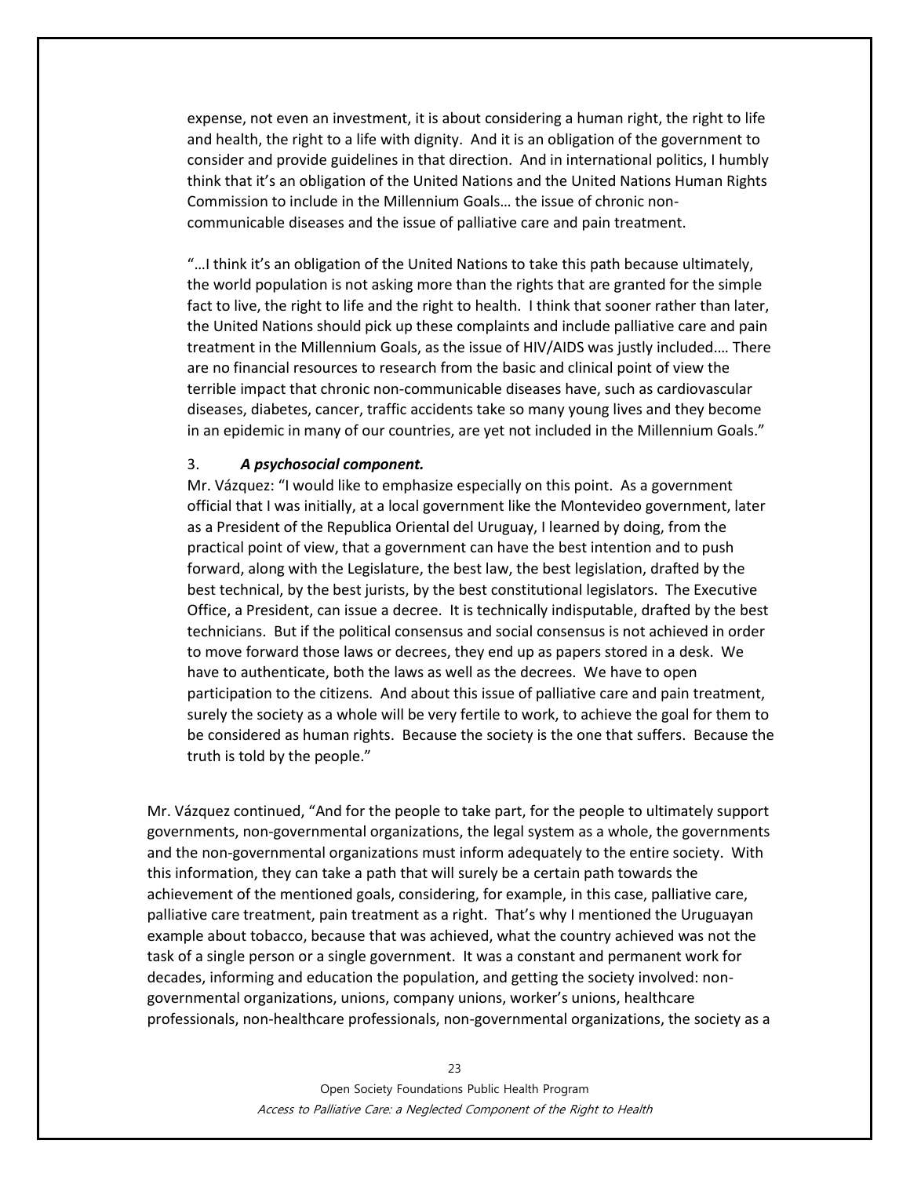expense, not even an investment, it is about considering a human right, the right to life and health, the right to a life with dignity. And it is an obligation of the government to consider and provide guidelines in that direction. And in international politics, I humbly think that it's an obligation of the United Nations and the United Nations Human Rights Commission to include in the Millennium Goals… the issue of chronic non-communicable diseases and the issue of palliative care and pain treatment.

"…I think it's an obligation of the United Nations to take this path because ultimately, the world population is not asking more than the rights that are granted for the simple fact to live, the right to life and the right to health. I think that sooner rather than later, the United Nations should pick up these complaints and include palliative care and pain treatment in the Millennium Goals, as the issue of HIV/AIDS was justly included.… There are no financial resources to research from the basic and clinical point of view the terrible impact that chronic non-communicable diseases have, such as cardiovascular diseases, diabetes, cancer, traffic accidents take so many young lives and they become in an epidemic in many of our countries, are yet not included in the Millennium Goals."

3. ***A psychosocial component.***

Mr. Vázquez: "I would like to emphasize especially on this point. As a government official that I was initially, at a local government like the Montevideo government, later as a President of the Republica Oriental del Uruguay, I learned by doing, from the practical point of view, that a government can have the best intention and to push forward, along with the Legislature, the best law, the best legislation, drafted by the best technical, by the best jurists, by the best constitutional legislators. The Executive Office, a President, can issue a decree. It is technically indisputable, drafted by the best technicians. But if the political consensus and social consensus is not achieved in order to move forward those laws or decrees, they end up as papers stored in a desk. We have to authenticate, both the laws as well as the decrees. We have to open participation to the citizens. And about this issue of palliative care and pain treatment, surely the society as a whole will be very fertile to work, to achieve the goal for them to be considered as human rights. Because the society is the one that suffers. Because the truth is told by the people."

Mr. Vázquez continued, "And for the people to take part, for the people to ultimately support governments, non-governmental organizations, the legal system as a whole, the governments and the non-governmental organizations must inform adequately to the entire society. With this information, they can take a path that will surely be a certain path towards the achievement of the mentioned goals, considering, for example, in this case, palliative care, palliative care treatment, pain treatment as a right. That's why I mentioned the Uruguayan example about tobacco, because that was achieved, what the country achieved was not the task of a single person or a single government. It was a constant and permanent work for decades, informing and education the population, and getting the society involved: non-governmental organizations, unions, company unions, worker's unions, healthcare professionals, non-healthcare professionals, non-governmental organizations, the society as a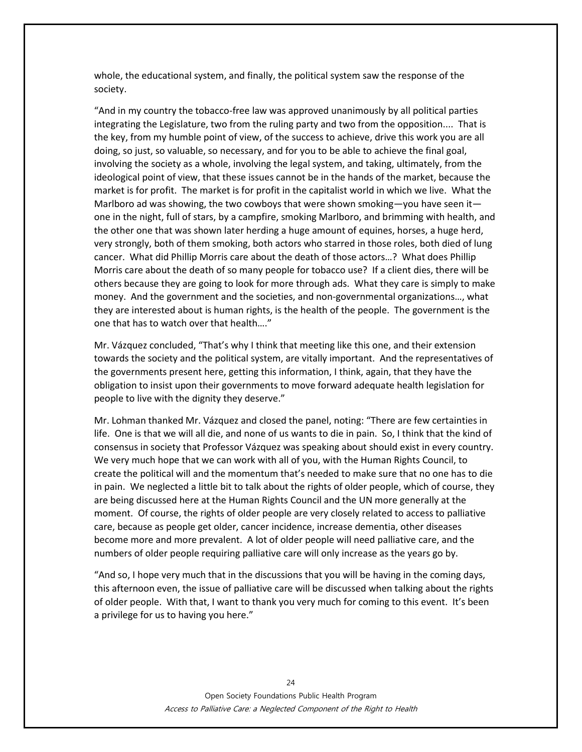whole, the educational system, and finally, the political system saw the response of the society.

"And in my country the tobacco-free law was approved unanimously by all political parties integrating the Legislature, two from the ruling party and two from the opposition.... That is the key, from my humble point of view, of the success to achieve, drive this work you are all doing, so just, so valuable, so necessary, and for you to be able to achieve the final goal, involving the society as a whole, involving the legal system, and taking, ultimately, from the ideological point of view, that these issues cannot be in the hands of the market, because the market is for profit. The market is for profit in the capitalist world in which we live. What the Marlboro ad was showing, the two cowboys that were shown smoking—you have seen it—one in the night, full of stars, by a campfire, smoking Marlboro, and brimming with health, and the other one that was shown later herding a huge amount of equines, horses, a huge herd, very strongly, both of them smoking, both actors who starred in those roles, both died of lung cancer. What did Phillip Morris care about the death of those actors…? What does Phillip Morris care about the death of so many people for tobacco use? If a client dies, there will be others because they are going to look for more through ads. What they care is simply to make money. And the government and the societies, and non-governmental organizations…, what they are interested about is human rights, is the health of the people. The government is the one that has to watch over that health…."

Mr. Vázquez concluded, "That's why I think that meeting like this one, and their extension towards the society and the political system, are vitally important. And the representatives of the governments present here, getting this information, I think, again, that they have the obligation to insist upon their governments to move forward adequate health legislation for people to live with the dignity they deserve."

Mr. Lohman thanked Mr. Vázquez and closed the panel, noting: "There are few certainties in life. One is that we will all die, and none of us wants to die in pain. So, I think that the kind of consensus in society that Professor Vázquez was speaking about should exist in every country. We very much hope that we can work with all of you, with the Human Rights Council, to create the political will and the momentum that's needed to make sure that no one has to die in pain. We neglected a little bit to talk about the rights of older people, which of course, they are being discussed here at the Human Rights Council and the UN more generally at the moment. Of course, the rights of older people are very closely related to access to palliative care, because as people get older, cancer incidence, increase dementia, other diseases become more and more prevalent. A lot of older people will need palliative care, and the numbers of older people requiring palliative care will only increase as the years go by.

"And so, I hope very much that in the discussions that you will be having in the coming days, this afternoon even, the issue of palliative care will be discussed when talking about the rights of older people. With that, I want to thank you very much for coming to this event. It's been a privilege for us to having you here."